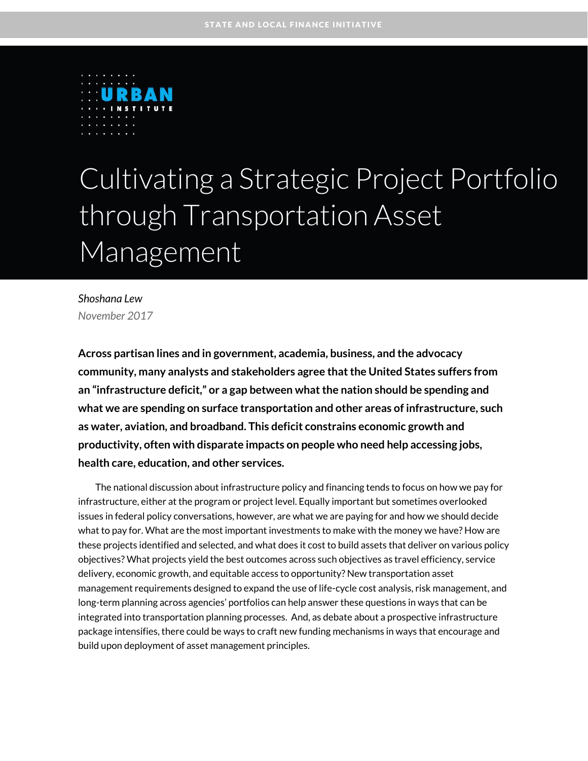STATE AND LOCAL FINANCE INITIATIVE

URBAN INSTITUTE

# Cultivating a Strategic Project Portfolio through Transportation Asset Management

*Shoshana Lew*

*November 2017*

**Across partisan lines and in government, academia, business, and the advocacy community, many analysts and stakeholders agree that the United States suffers from an "infrastructure deficit," or a gap between what the nation should be spending and what we are spending on surface transportation and other areas of infrastructure, such as water, aviation, and broadband. This deficit constrains economic growth and productivity, often with disparate impacts on people who need help accessing jobs, health care, education, and other services.**

The national discussion about infrastructure policy and financing tends to focus on how we pay for infrastructure, either at the program or project level. Equally important but sometimes overlooked issues in federal policy conversations, however, are what we are paying for and how we should decide what to pay for. What are the most important investments to make with the money we have? How are these projects identified and selected, and what does it cost to build assets that deliver on various policy objectives? What projects yield the best outcomes across such objectives as travel efficiency, service delivery, economic growth, and equitable access to opportunity? New transportation asset management requirements designed to expand the use of life-cycle cost analysis, risk management, and long-term planning across agencies' portfolios can help answer these questions in ways that can be integrated into transportation planning processes. And, as debate about a prospective infrastructure package intensifies, there could be ways to craft new funding mechanisms in ways that encourage and build upon deployment of asset management principles.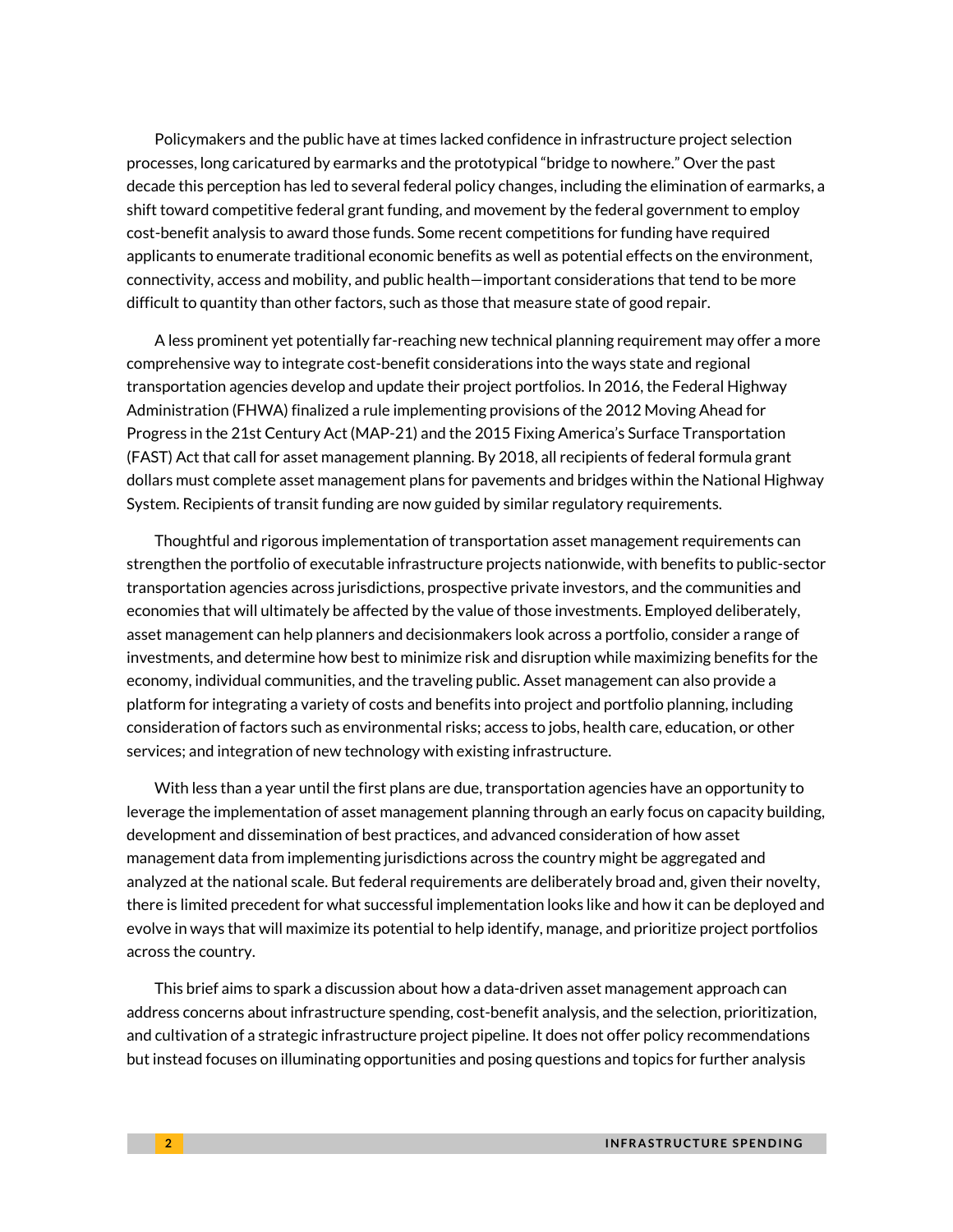Policymakers and the public have at times lacked confidence in infrastructure project selection processes, long caricatured by earmarks and the prototypical "bridge to nowhere." Over the past decade this perception has led to several federal policy changes, including the elimination of earmarks, a shift toward competitive federal grant funding, and movement by the federal government to employ cost-benefit analysis to award those funds. Some recent competitions for funding have required applicants to enumerate traditional economic benefits as well as potential effects on the environment, connectivity, access and mobility, and public health—important considerations that tend to be more difficult to quantity than other factors, such as those that measure state of good repair.

A less prominent yet potentially far-reaching new technical planning requirement may offer a more comprehensive way to integrate cost-benefit considerations into the ways state and regional transportation agencies develop and update their project portfolios. In 2016, the Federal Highway Administration (FHWA) finalized a rule implementing provisions of the 2012 Moving Ahead for Progress in the 21st Century Act (MAP-21) and the 2015 Fixing America's Surface Transportation (FAST) Act that call for asset management planning. By 2018, all recipients of federal formula grant dollars must complete asset management plans for pavements and bridges within the National Highway System. Recipients of transit funding are now guided by similar regulatory requirements.

Thoughtful and rigorous implementation of transportation asset management requirements can strengthen the portfolio of executable infrastructure projects nationwide, with benefits to public-sector transportation agencies across jurisdictions, prospective private investors, and the communities and economies that will ultimately be affected by the value of those investments. Employed deliberately, asset management can help planners and decisionmakers look across a portfolio, consider a range of investments, and determine how best to minimize risk and disruption while maximizing benefits for the economy, individual communities, and the traveling public. Asset management can also provide a platform for integrating a variety of costs and benefits into project and portfolio planning, including consideration of factors such as environmental risks; access to jobs, health care, education, or other services; and integration of new technology with existing infrastructure.

With less than a year until the first plans are due, transportation agencies have an opportunity to leverage the implementation of asset management planning through an early focus on capacity building, development and dissemination of best practices, and advanced consideration of how asset management data from implementing jurisdictions across the country might be aggregated and analyzed at the national scale. But federal requirements are deliberately broad and, given their novelty, there is limited precedent for what successful implementation looks like and how it can be deployed and evolve in ways that will maximize its potential to help identify, manage, and prioritize project portfolios across the country.

This brief aims to spark a discussion about how a data-driven asset management approach can address concerns about infrastructure spending, cost-benefit analysis, and the selection, prioritization, and cultivation of a strategic infrastructure project pipeline. It does not offer policy recommendations but instead focuses on illuminating opportunities and posing questions and topics for further analysis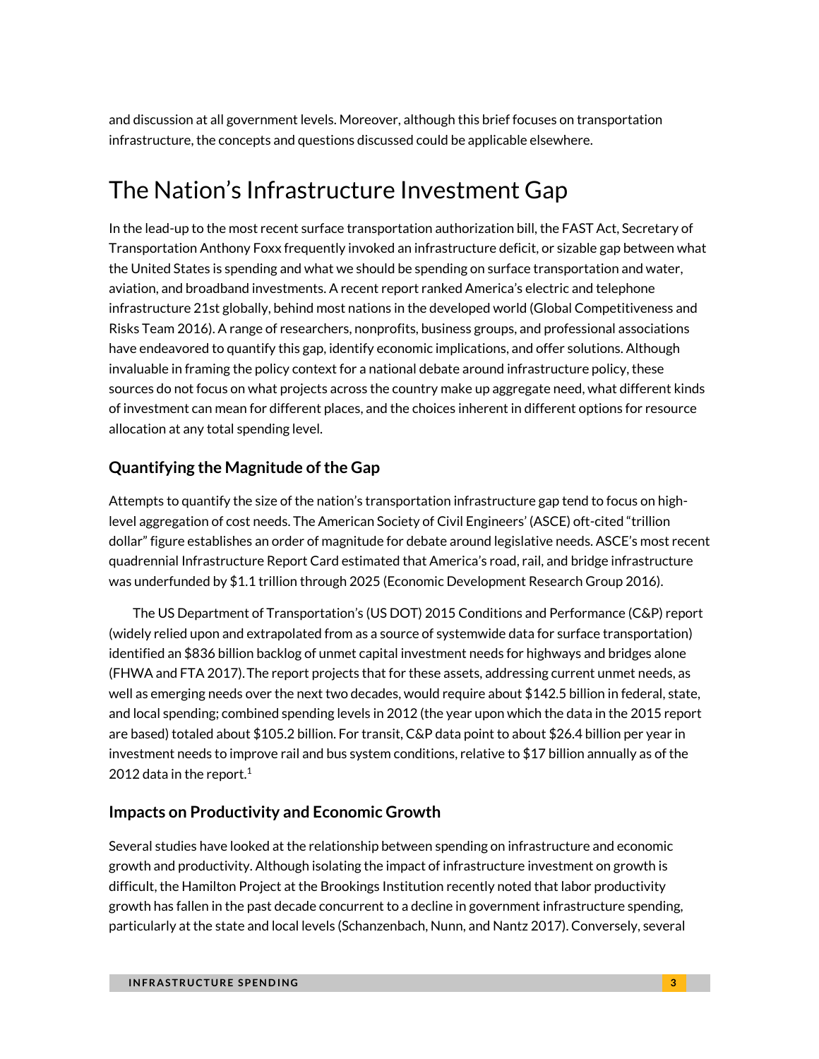and discussion at all government levels. Moreover, although this brief focuses on transportation infrastructure, the concepts and questions discussed could be applicable elsewhere.

# The Nation's Infrastructure Investment Gap

In the lead-up to the most recent surface transportation authorization bill, the FAST Act, Secretary of Transportation Anthony Foxx frequently invoked an infrastructure deficit, or sizable gap between what the United States is spending and what we should be spending on surface transportation and water, aviation, and broadband investments. A recent report ranked America's electric and telephone infrastructure 21st globally, behind most nations in the developed world (Global Competitiveness and Risks Team 2016). A range of researchers, nonprofits, business groups, and professional associations have endeavored to quantify this gap, identify economic implications, and offer solutions. Although invaluable in framing the policy context for a national debate around infrastructure policy, these sources do not focus on what projects across the country make up aggregate need, what different kinds of investment can mean for different places, and the choices inherent in different options for resource allocation at any total spending level.

## Quantifying the Magnitude of the Gap

Attempts to quantify the size of the nation's transportation infrastructure gap tend to focus on high-level aggregation of cost needs. The American Society of Civil Engineers' (ASCE) oft-cited "trillion dollar" figure establishes an order of magnitude for debate around legislative needs. ASCE's most recent quadrennial Infrastructure Report Card estimated that America's road, rail, and bridge infrastructure was underfunded by $1.1 trillion through 2025 (Economic Development Research Group 2016).

The US Department of Transportation's (US DOT) 2015 Conditions and Performance (C&P) report (widely relied upon and extrapolated from as a source of systemwide data for surface transportation) identified an $836 billion backlog of unmet capital investment needs for highways and bridges alone (FHWA and FTA 2017). The report projects that for these assets, addressing current unmet needs, as well as emerging needs over the next two decades, would require about $142.5 billion in federal, state, and local spending; combined spending levels in 2012 (the year upon which the data in the 2015 report are based) totaled about $105.2 billion. For transit, C&P data point to about $26.4 billion per year in investment needs to improve rail and bus system conditions, relative to $17 billion annually as of the 2012 data in the report.[1]

## Impacts on Productivity and Economic Growth

Several studies have looked at the relationship between spending on infrastructure and economic growth and productivity. Although isolating the impact of infrastructure investment on growth is difficult, the Hamilton Project at the Brookings Institution recently noted that labor productivity growth has fallen in the past decade concurrent to a decline in government infrastructure spending, particularly at the state and local levels (Schanzenbach, Nunn, and Nantz 2017). Conversely, several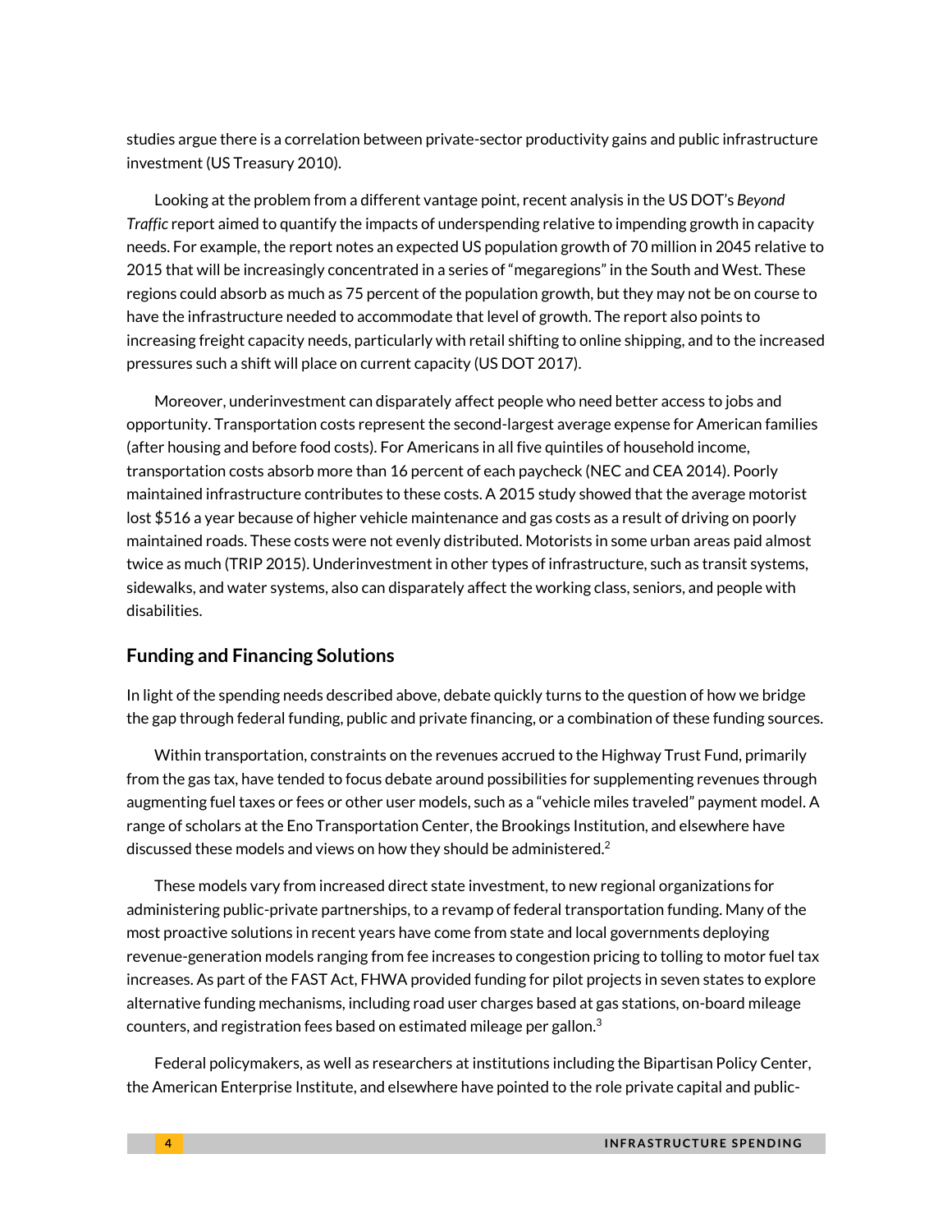studies argue there is a correlation between private-sector productivity gains and public infrastructure investment (US Treasury 2010).

Looking at the problem from a different vantage point, recent analysis in the US DOT's *Beyond Traffic* report aimed to quantify the impacts of underspending relative to impending growth in capacity needs. For example, the report notes an expected US population growth of 70 million in 2045 relative to 2015 that will be increasingly concentrated in a series of "megaregions" in the South and West. These regions could absorb as much as 75 percent of the population growth, but they may not be on course to have the infrastructure needed to accommodate that level of growth. The report also points to increasing freight capacity needs, particularly with retail shifting to online shipping, and to the increased pressures such a shift will place on current capacity (US DOT 2017).

Moreover, underinvestment can disparately affect people who need better access to jobs and opportunity. Transportation costs represent the second-largest average expense for American families (after housing and before food costs). For Americans in all five quintiles of household income, transportation costs absorb more than 16 percent of each paycheck (NEC and CEA 2014). Poorly maintained infrastructure contributes to these costs. A 2015 study showed that the average motorist lost $516 a year because of higher vehicle maintenance and gas costs as a result of driving on poorly maintained roads. These costs were not evenly distributed. Motorists in some urban areas paid almost twice as much (TRIP 2015). Underinvestment in other types of infrastructure, such as transit systems, sidewalks, and water systems, also can disparately affect the working class, seniors, and people with disabilities.

## Funding and Financing Solutions

In light of the spending needs described above, debate quickly turns to the question of how we bridge the gap through federal funding, public and private financing, or a combination of these funding sources.

Within transportation, constraints on the revenues accrued to the Highway Trust Fund, primarily from the gas tax, have tended to focus debate around possibilities for supplementing revenues through augmenting fuel taxes or fees or other user models, such as a "vehicle miles traveled" payment model. A range of scholars at the Eno Transportation Center, the Brookings Institution, and elsewhere have discussed these models and views on how they should be administered.[2]

These models vary from increased direct state investment, to new regional organizations for administering public-private partnerships, to a revamp of federal transportation funding. Many of the most proactive solutions in recent years have come from state and local governments deploying revenue-generation models ranging from fee increases to congestion pricing to tolling to motor fuel tax increases. As part of the FAST Act, FHWA provided funding for pilot projects in seven states to explore alternative funding mechanisms, including road user charges based at gas stations, on-board mileage counters, and registration fees based on estimated mileage per gallon.[3]

Federal policymakers, as well as researchers at institutions including the Bipartisan Policy Center, the American Enterprise Institute, and elsewhere have pointed to the role private capital and public-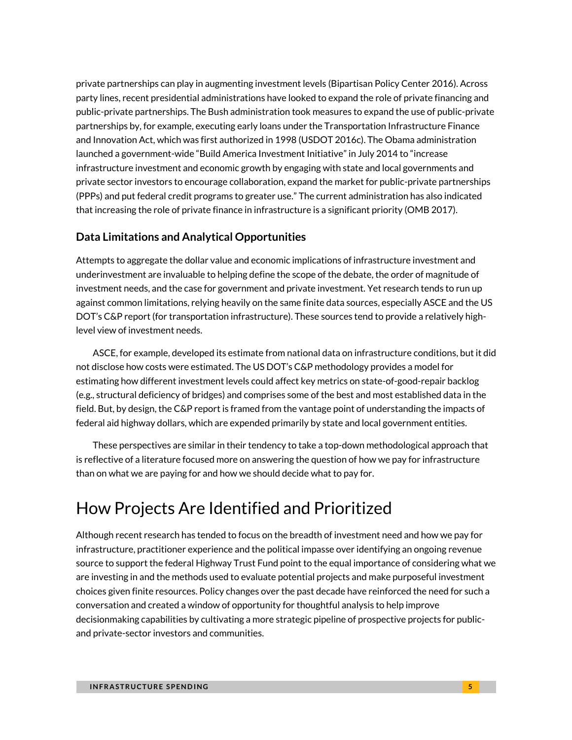private partnerships can play in augmenting investment levels (Bipartisan Policy Center 2016). Across party lines, recent presidential administrations have looked to expand the role of private financing and public-private partnerships. The Bush administration took measures to expand the use of public-private partnerships by, for example, executing early loans under the Transportation Infrastructure Finance and Innovation Act, which was first authorized in 1998 (USDOT 2016c). The Obama administration launched a government-wide "Build America Investment Initiative" in July 2014 to "increase infrastructure investment and economic growth by engaging with state and local governments and private sector investors to encourage collaboration, expand the market for public-private partnerships (PPPs) and put federal credit programs to greater use." The current administration has also indicated that increasing the role of private finance in infrastructure is a significant priority (OMB 2017).

### Data Limitations and Analytical Opportunities

Attempts to aggregate the dollar value and economic implications of infrastructure investment and underinvestment are invaluable to helping define the scope of the debate, the order of magnitude of investment needs, and the case for government and private investment. Yet research tends to run up against common limitations, relying heavily on the same finite data sources, especially ASCE and the US DOT's C&P report (for transportation infrastructure). These sources tend to provide a relatively high-level view of investment needs.

ASCE, for example, developed its estimate from national data on infrastructure conditions, but it did not disclose how costs were estimated. The US DOT's C&P methodology provides a model for estimating how different investment levels could affect key metrics on state-of-good-repair backlog (e.g., structural deficiency of bridges) and comprises some of the best and most established data in the field. But, by design, the C&P report is framed from the vantage point of understanding the impacts of federal aid highway dollars, which are expended primarily by state and local government entities.

These perspectives are similar in their tendency to take a top-down methodological approach that is reflective of a literature focused more on answering the question of how we pay for infrastructure than on what we are paying for and how we should decide what to pay for.

## How Projects Are Identified and Prioritized

Although recent research has tended to focus on the breadth of investment need and how we pay for infrastructure, practitioner experience and the political impasse over identifying an ongoing revenue source to support the federal Highway Trust Fund point to the equal importance of considering what we are investing in and the methods used to evaluate potential projects and make purposeful investment choices given finite resources. Policy changes over the past decade have reinforced the need for such a conversation and created a window of opportunity for thoughtful analysis to help improve decisionmaking capabilities by cultivating a more strategic pipeline of prospective projects for public- and private-sector investors and communities.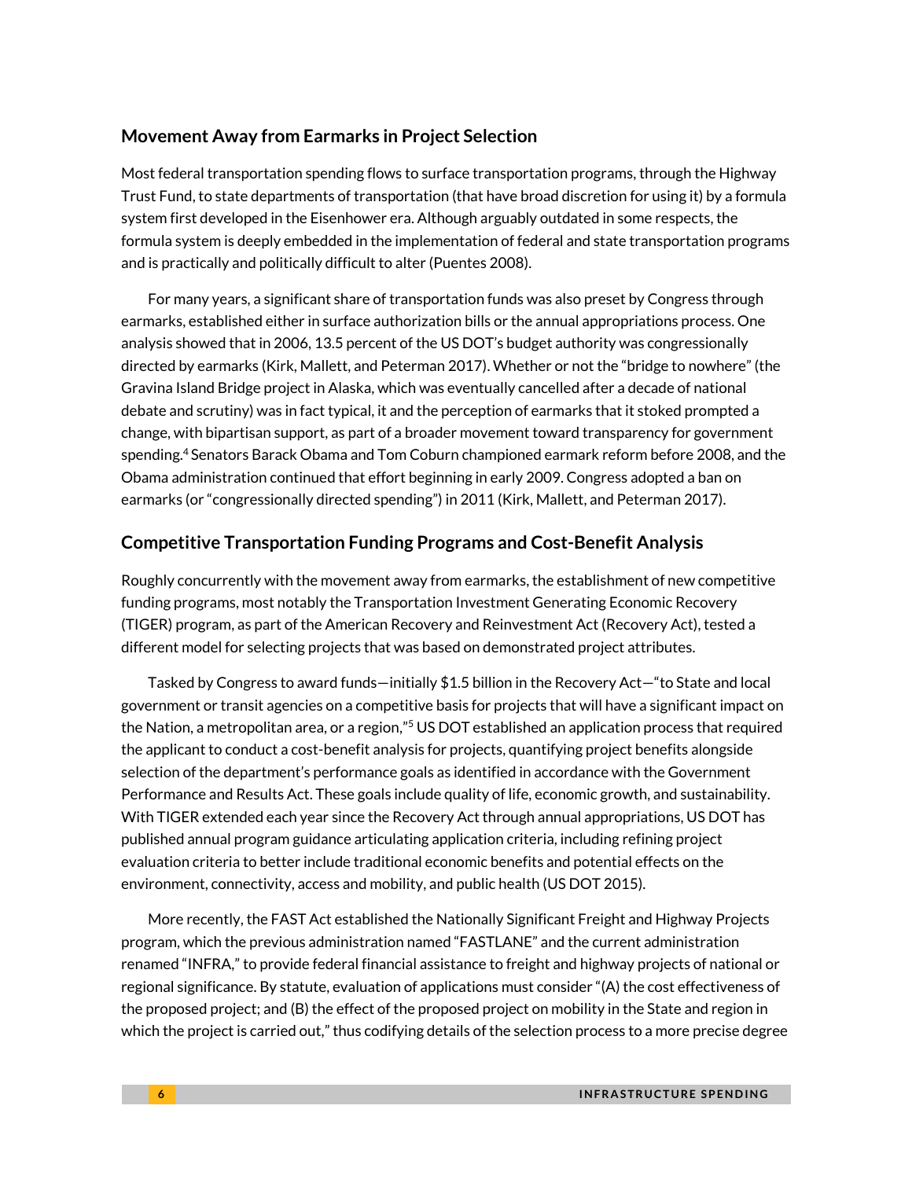## Movement Away from Earmarks in Project Selection

Most federal transportation spending flows to surface transportation programs, through the Highway Trust Fund, to state departments of transportation (that have broad discretion for using it) by a formula system first developed in the Eisenhower era. Although arguably outdated in some respects, the formula system is deeply embedded in the implementation of federal and state transportation programs and is practically and politically difficult to alter (Puentes 2008).

For many years, a significant share of transportation funds was also preset by Congress through earmarks, established either in surface authorization bills or the annual appropriations process. One analysis showed that in 2006, 13.5 percent of the US DOT's budget authority was congressionally directed by earmarks (Kirk, Mallett, and Peterman 2017). Whether or not the "bridge to nowhere" (the Gravina Island Bridge project in Alaska, which was eventually cancelled after a decade of national debate and scrutiny) was in fact typical, it and the perception of earmarks that it stoked prompted a change, with bipartisan support, as part of a broader movement toward transparency for government spending.[4] Senators Barack Obama and Tom Coburn championed earmark reform before 2008, and the Obama administration continued that effort beginning in early 2009. Congress adopted a ban on earmarks (or "congressionally directed spending") in 2011 (Kirk, Mallett, and Peterman 2017).

## Competitive Transportation Funding Programs and Cost-Benefit Analysis

Roughly concurrently with the movement away from earmarks, the establishment of new competitive funding programs, most notably the Transportation Investment Generating Economic Recovery (TIGER) program, as part of the American Recovery and Reinvestment Act (Recovery Act), tested a different model for selecting projects that was based on demonstrated project attributes.

Tasked by Congress to award funds—initially $1.5 billion in the Recovery Act—"to State and local government or transit agencies on a competitive basis for projects that will have a significant impact on the Nation, a metropolitan area, or a region,"[5] US DOT established an application process that required the applicant to conduct a cost-benefit analysis for projects, quantifying project benefits alongside selection of the department's performance goals as identified in accordance with the Government Performance and Results Act. These goals include quality of life, economic growth, and sustainability. With TIGER extended each year since the Recovery Act through annual appropriations, US DOT has published annual program guidance articulating application criteria, including refining project evaluation criteria to better include traditional economic benefits and potential effects on the environment, connectivity, access and mobility, and public health (US DOT 2015).

More recently, the FAST Act established the Nationally Significant Freight and Highway Projects program, which the previous administration named "FASTLANE" and the current administration renamed "INFRA," to provide federal financial assistance to freight and highway projects of national or regional significance. By statute, evaluation of applications must consider "(A) the cost effectiveness of the proposed project; and (B) the effect of the proposed project on mobility in the State and region in which the project is carried out," thus codifying details of the selection process to a more precise degree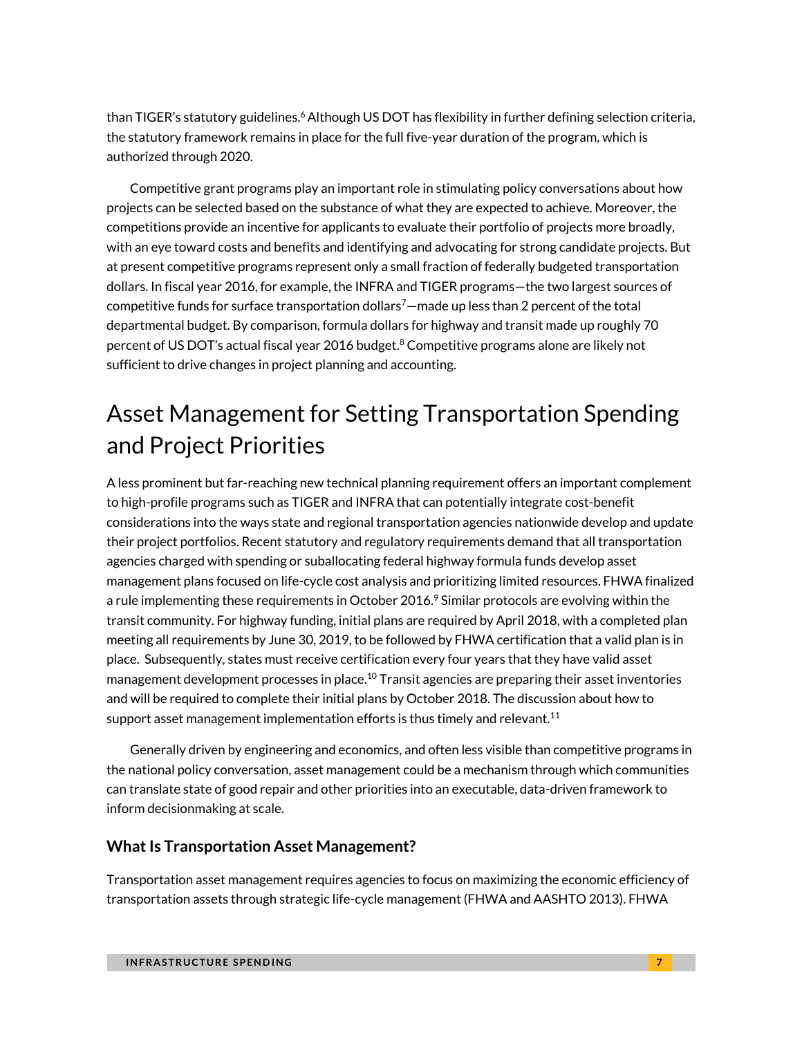than TIGER's statutory guidelines.[6] Although US DOT has flexibility in further defining selection criteria, the statutory framework remains in place for the full five-year duration of the program, which is authorized through 2020.

Competitive grant programs play an important role in stimulating policy conversations about how projects can be selected based on the substance of what they are expected to achieve. Moreover, the competitions provide an incentive for applicants to evaluate their portfolio of projects more broadly, with an eye toward costs and benefits and identifying and advocating for strong candidate projects. But at present competitive programs represent only a small fraction of federally budgeted transportation dollars. In fiscal year 2016, for example, the INFRA and TIGER programs—the two largest sources of competitive funds for surface transportation dollars[7]—made up less than 2 percent of the total departmental budget. By comparison, formula dollars for highway and transit made up roughly 70 percent of US DOT's actual fiscal year 2016 budget.[8] Competitive programs alone are likely not sufficient to drive changes in project planning and accounting.

# Asset Management for Setting Transportation Spending and Project Priorities

A less prominent but far-reaching new technical planning requirement offers an important complement to high-profile programs such as TIGER and INFRA that can potentially integrate cost-benefit considerations into the ways state and regional transportation agencies nationwide develop and update their project portfolios. Recent statutory and regulatory requirements demand that all transportation agencies charged with spending or suballocating federal highway formula funds develop asset management plans focused on life-cycle cost analysis and prioritizing limited resources. FHWA finalized a rule implementing these requirements in October 2016.[9] Similar protocols are evolving within the transit community. For highway funding, initial plans are required by April 2018, with a completed plan meeting all requirements by June 30, 2019, to be followed by FHWA certification that a valid plan is in place. Subsequently, states must receive certification every four years that they have valid asset management development processes in place.[10] Transit agencies are preparing their asset inventories and will be required to complete their initial plans by October 2018. The discussion about how to support asset management implementation efforts is thus timely and relevant.[11]

Generally driven by engineering and economics, and often less visible than competitive programs in the national policy conversation, asset management could be a mechanism through which communities can translate state of good repair and other priorities into an executable, data-driven framework to inform decisionmaking at scale.

### What Is Transportation Asset Management?

Transportation asset management requires agencies to focus on maximizing the economic efficiency of transportation assets through strategic life-cycle management (FHWA and AASHTO 2013). FHWA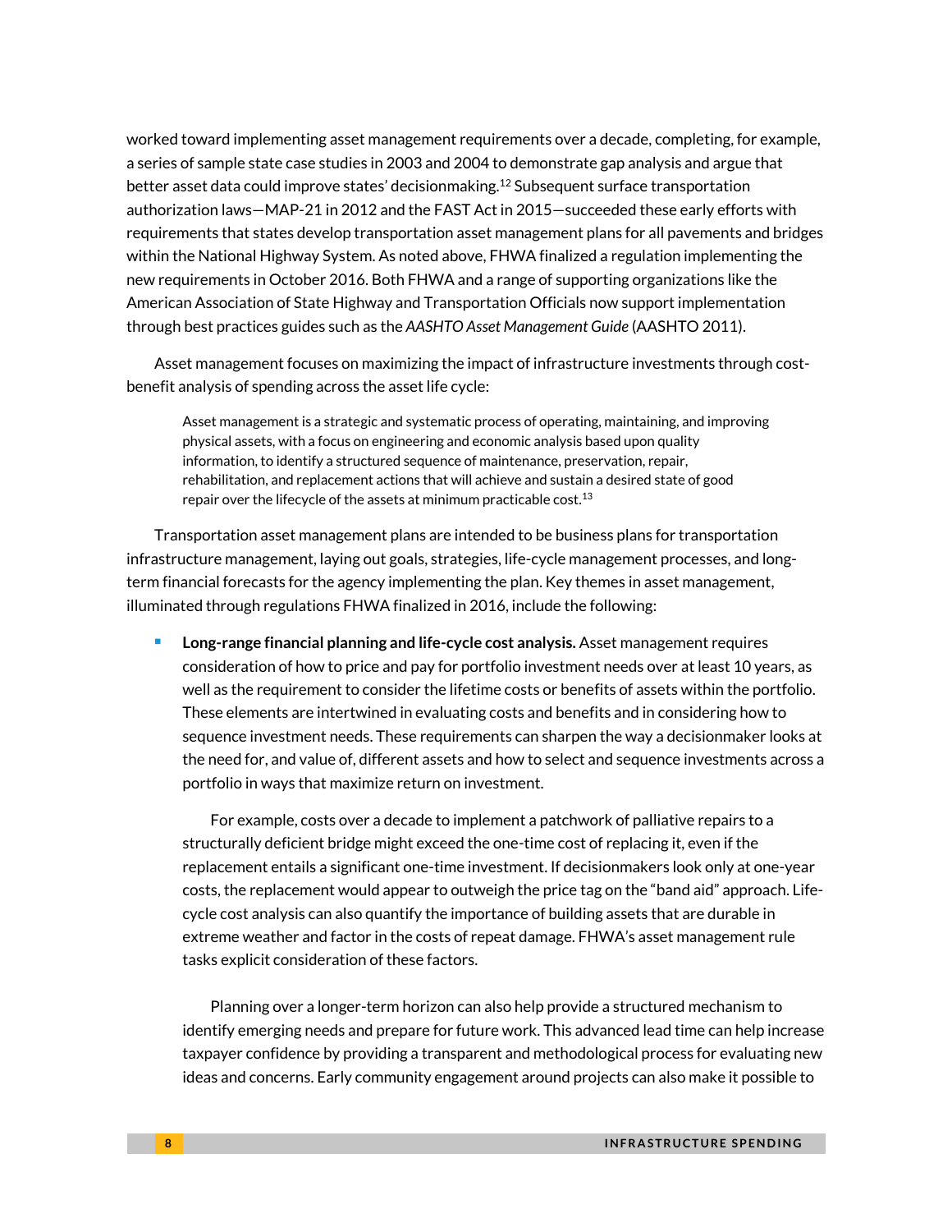worked toward implementing asset management requirements over a decade, completing, for example, a series of sample state case studies in 2003 and 2004 to demonstrate gap analysis and argue that better asset data could improve states' decisionmaking.[12] Subsequent surface transportation authorization laws—MAP-21 in 2012 and the FAST Act in 2015—succeeded these early efforts with requirements that states develop transportation asset management plans for all pavements and bridges within the National Highway System. As noted above, FHWA finalized a regulation implementing the new requirements in October 2016. Both FHWA and a range of supporting organizations like the American Association of State Highway and Transportation Officials now support implementation through best practices guides such as the *AASHTO Asset Management Guide* (AASHTO 2011).

Asset management focuses on maximizing the impact of infrastructure investments through cost-benefit analysis of spending across the asset life cycle:

> Asset management is a strategic and systematic process of operating, maintaining, and improving physical assets, with a focus on engineering and economic analysis based upon quality information, to identify a structured sequence of maintenance, preservation, repair, rehabilitation, and replacement actions that will achieve and sustain a desired state of good repair over the lifecycle of the assets at minimum practicable cost.[13]

Transportation asset management plans are intended to be business plans for transportation infrastructure management, laying out goals, strategies, life-cycle management processes, and long-term financial forecasts for the agency implementing the plan. Key themes in asset management, illuminated through regulations FHWA finalized in 2016, include the following:

- **Long-range financial planning and life-cycle cost analysis.** Asset management requires consideration of how to price and pay for portfolio investment needs over at least 10 years, as well as the requirement to consider the lifetime costs or benefits of assets within the portfolio. These elements are intertwined in evaluating costs and benefits and in considering how to sequence investment needs. These requirements can sharpen the way a decisionmaker looks at the need for, and value of, different assets and how to select and sequence investments across a portfolio in ways that maximize return on investment.

  For example, costs over a decade to implement a patchwork of palliative repairs to a structurally deficient bridge might exceed the one-time cost of replacing it, even if the replacement entails a significant one-time investment. If decisionmakers look only at one-year costs, the replacement would appear to outweigh the price tag on the "band aid" approach. Life-cycle cost analysis can also quantify the importance of building assets that are durable in extreme weather and factor in the costs of repeat damage. FHWA's asset management rule tasks explicit consideration of these factors.

  Planning over a longer-term horizon can also help provide a structured mechanism to identify emerging needs and prepare for future work. This advanced lead time can help increase taxpayer confidence by providing a transparent and methodological process for evaluating new ideas and concerns. Early community engagement around projects can also make it possible to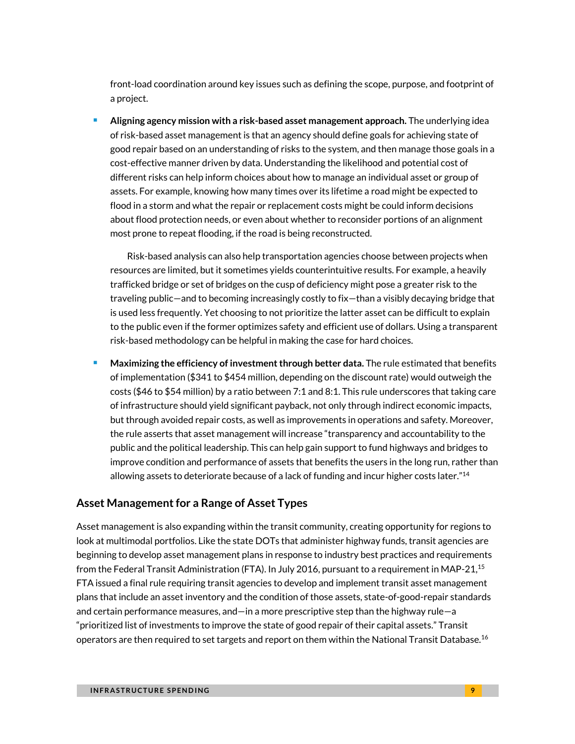front-load coordination around key issues such as defining the scope, purpose, and footprint of a project.

- **Aligning agency mission with a risk-based asset management approach.** The underlying idea of risk-based asset management is that an agency should define goals for achieving state of good repair based on an understanding of risks to the system, and then manage those goals in a cost-effective manner driven by data. Understanding the likelihood and potential cost of different risks can help inform choices about how to manage an individual asset or group of assets. For example, knowing how many times over its lifetime a road might be expected to flood in a storm and what the repair or replacement costs might be could inform decisions about flood protection needs, or even about whether to reconsider portions of an alignment most prone to repeat flooding, if the road is being reconstructed.

  Risk-based analysis can also help transportation agencies choose between projects when resources are limited, but it sometimes yields counterintuitive results. For example, a heavily trafficked bridge or set of bridges on the cusp of deficiency might pose a greater risk to the traveling public—and to becoming increasingly costly to fix—than a visibly decaying bridge that is used less frequently. Yet choosing to not prioritize the latter asset can be difficult to explain to the public even if the former optimizes safety and efficient use of dollars. Using a transparent risk-based methodology can be helpful in making the case for hard choices.

- **Maximizing the efficiency of investment through better data.** The rule estimated that benefits of implementation ($341 to $454 million, depending on the discount rate) would outweigh the costs ($46 to $54 million) by a ratio between 7:1 and 8:1. This rule underscores that taking care of infrastructure should yield significant payback, not only through indirect economic impacts, but through avoided repair costs, as well as improvements in operations and safety. Moreover, the rule asserts that asset management will increase "transparency and accountability to the public and the political leadership. This can help gain support to fund highways and bridges to improve condition and performance of assets that benefits the users in the long run, rather than allowing assets to deteriorate because of a lack of funding and incur higher costs later."[14]

## Asset Management for a Range of Asset Types

Asset management is also expanding within the transit community, creating opportunity for regions to look at multimodal portfolios. Like the state DOTs that administer highway funds, transit agencies are beginning to develop asset management plans in response to industry best practices and requirements from the Federal Transit Administration (FTA). In July 2016, pursuant to a requirement in MAP-21,[15] FTA issued a final rule requiring transit agencies to develop and implement transit asset management plans that include an asset inventory and the condition of those assets, state-of-good-repair standards and certain performance measures, and—in a more prescriptive step than the highway rule—a "prioritized list of investments to improve the state of good repair of their capital assets." Transit operators are then required to set targets and report on them within the National Transit Database.[16]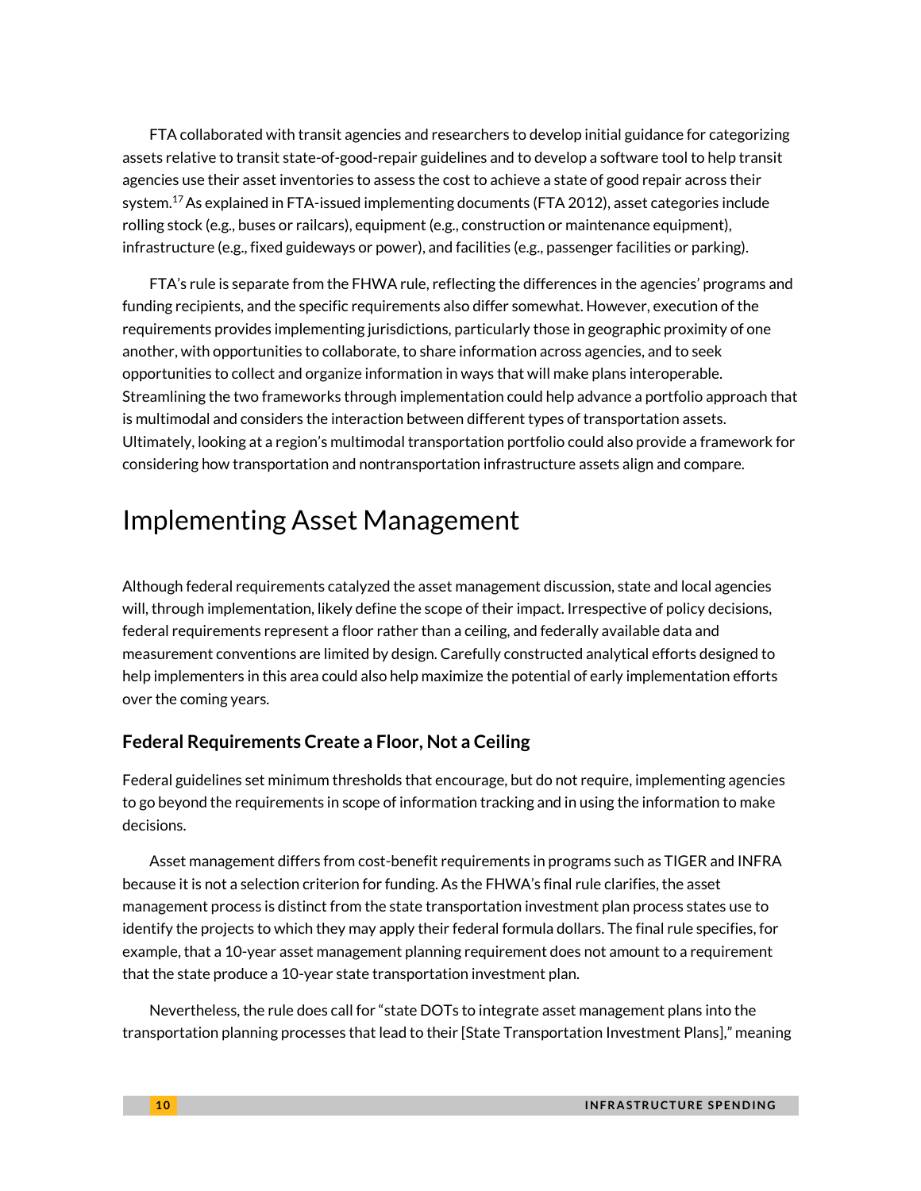FTA collaborated with transit agencies and researchers to develop initial guidance for categorizing assets relative to transit state-of-good-repair guidelines and to develop a software tool to help transit agencies use their asset inventories to assess the cost to achieve a state of good repair across their system.[17] As explained in FTA-issued implementing documents (FTA 2012), asset categories include rolling stock (e.g., buses or railcars), equipment (e.g., construction or maintenance equipment), infrastructure (e.g., fixed guideways or power), and facilities (e.g., passenger facilities or parking).

FTA's rule is separate from the FHWA rule, reflecting the differences in the agencies' programs and funding recipients, and the specific requirements also differ somewhat. However, execution of the requirements provides implementing jurisdictions, particularly those in geographic proximity of one another, with opportunities to collaborate, to share information across agencies, and to seek opportunities to collect and organize information in ways that will make plans interoperable. Streamlining the two frameworks through implementation could help advance a portfolio approach that is multimodal and considers the interaction between different types of transportation assets. Ultimately, looking at a region's multimodal transportation portfolio could also provide a framework for considering how transportation and nontransportation infrastructure assets align and compare.

## Implementing Asset Management

Although federal requirements catalyzed the asset management discussion, state and local agencies will, through implementation, likely define the scope of their impact. Irrespective of policy decisions, federal requirements represent a floor rather than a ceiling, and federally available data and measurement conventions are limited by design. Carefully constructed analytical efforts designed to help implementers in this area could also help maximize the potential of early implementation efforts over the coming years.

### Federal Requirements Create a Floor, Not a Ceiling

Federal guidelines set minimum thresholds that encourage, but do not require, implementing agencies to go beyond the requirements in scope of information tracking and in using the information to make decisions.

Asset management differs from cost-benefit requirements in programs such as TIGER and INFRA because it is not a selection criterion for funding. As the FHWA's final rule clarifies, the asset management process is distinct from the state transportation investment plan process states use to identify the projects to which they may apply their federal formula dollars. The final rule specifies, for example, that a 10-year asset management planning requirement does not amount to a requirement that the state produce a 10-year state transportation investment plan.

Nevertheless, the rule does call for "state DOTs to integrate asset management plans into the transportation planning processes that lead to their [State Transportation Investment Plans]," meaning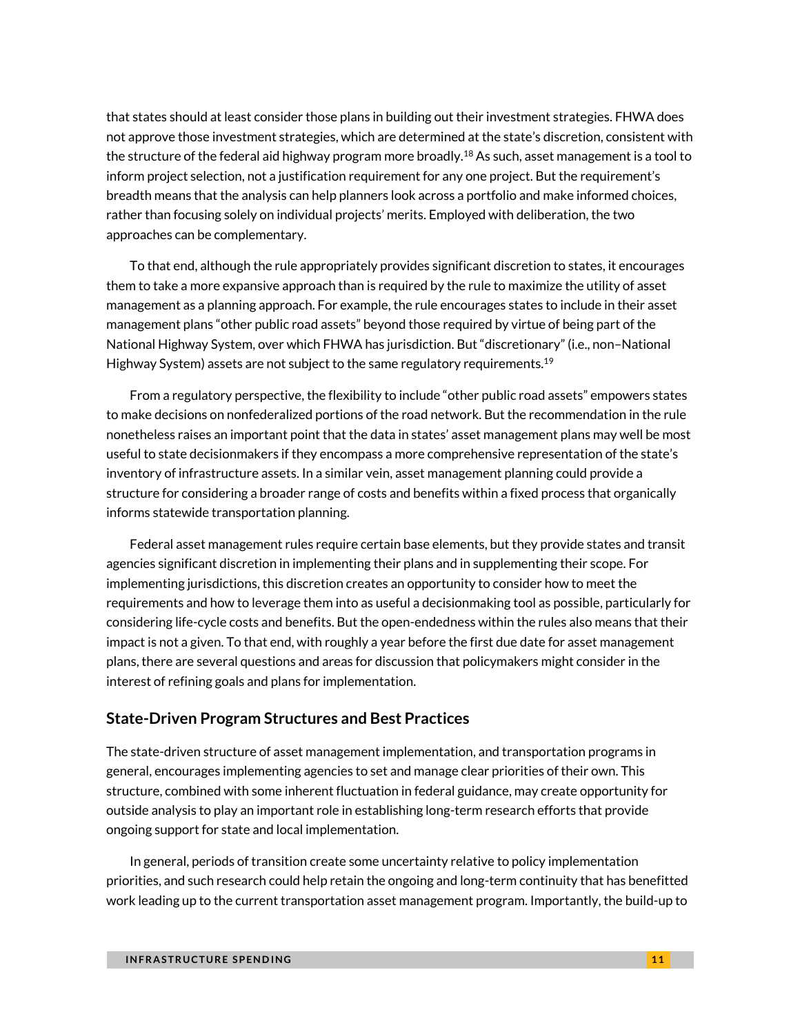that states should at least consider those plans in building out their investment strategies. FHWA does not approve those investment strategies, which are determined at the state's discretion, consistent with the structure of the federal aid highway program more broadly.[18] As such, asset management is a tool to inform project selection, not a justification requirement for any one project. But the requirement's breadth means that the analysis can help planners look across a portfolio and make informed choices, rather than focusing solely on individual projects' merits. Employed with deliberation, the two approaches can be complementary.

To that end, although the rule appropriately provides significant discretion to states, it encourages them to take a more expansive approach than is required by the rule to maximize the utility of asset management as a planning approach. For example, the rule encourages states to include in their asset management plans "other public road assets" beyond those required by virtue of being part of the National Highway System, over which FHWA has jurisdiction. But "discretionary" (i.e., non–National Highway System) assets are not subject to the same regulatory requirements.[19]

From a regulatory perspective, the flexibility to include "other public road assets" empowers states to make decisions on nonfederalized portions of the road network. But the recommendation in the rule nonetheless raises an important point that the data in states' asset management plans may well be most useful to state decisionmakers if they encompass a more comprehensive representation of the state's inventory of infrastructure assets. In a similar vein, asset management planning could provide a structure for considering a broader range of costs and benefits within a fixed process that organically informs statewide transportation planning.

Federal asset management rules require certain base elements, but they provide states and transit agencies significant discretion in implementing their plans and in supplementing their scope. For implementing jurisdictions, this discretion creates an opportunity to consider how to meet the requirements and how to leverage them into as useful a decisionmaking tool as possible, particularly for considering life-cycle costs and benefits. But the open-endedness within the rules also means that their impact is not a given. To that end, with roughly a year before the first due date for asset management plans, there are several questions and areas for discussion that policymakers might consider in the interest of refining goals and plans for implementation.

## State-Driven Program Structures and Best Practices

The state-driven structure of asset management implementation, and transportation programs in general, encourages implementing agencies to set and manage clear priorities of their own. This structure, combined with some inherent fluctuation in federal guidance, may create opportunity for outside analysis to play an important role in establishing long-term research efforts that provide ongoing support for state and local implementation.

In general, periods of transition create some uncertainty relative to policy implementation priorities, and such research could help retain the ongoing and long-term continuity that has benefitted work leading up to the current transportation asset management program. Importantly, the build-up to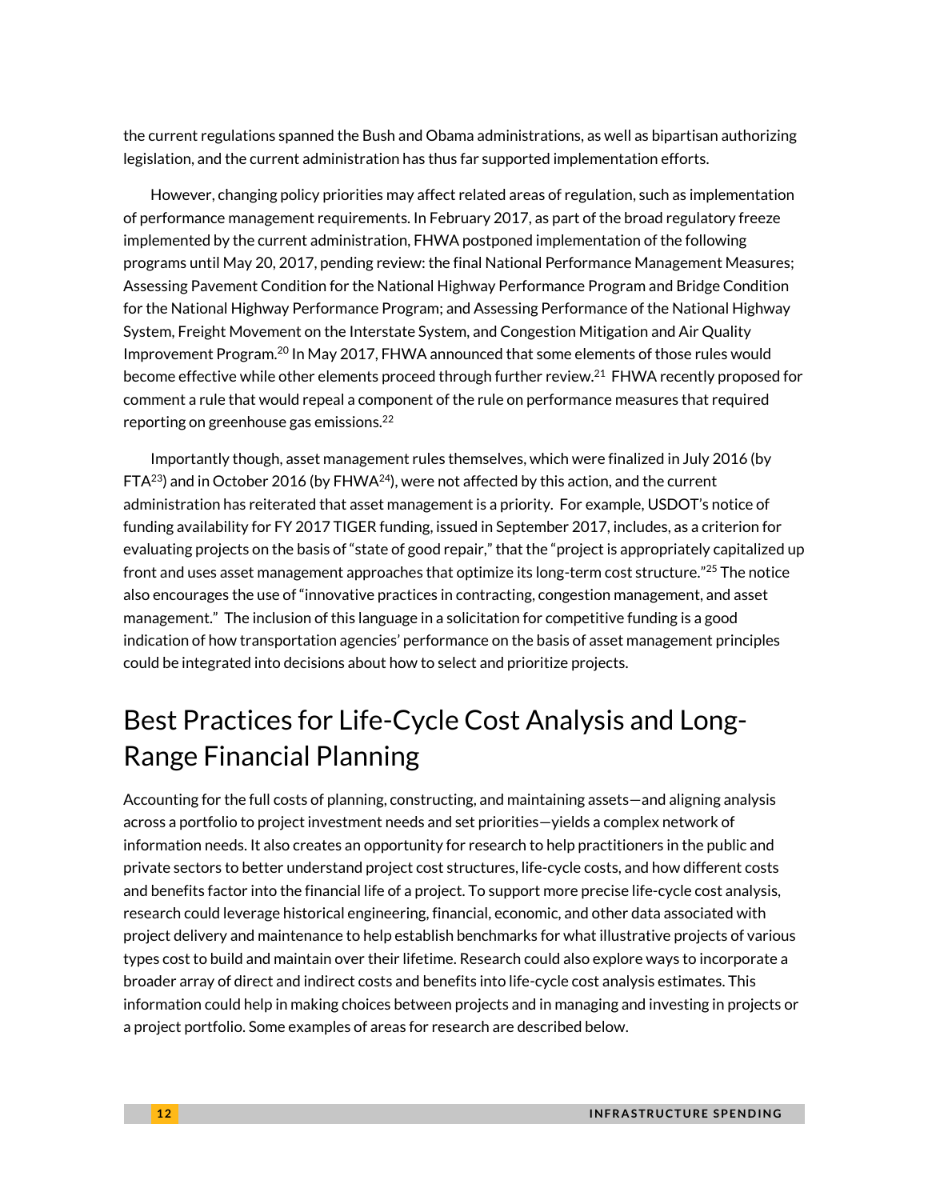the current regulations spanned the Bush and Obama administrations, as well as bipartisan authorizing legislation, and the current administration has thus far supported implementation efforts.

However, changing policy priorities may affect related areas of regulation, such as implementation of performance management requirements. In February 2017, as part of the broad regulatory freeze implemented by the current administration, FHWA postponed implementation of the following programs until May 20, 2017, pending review: the final National Performance Management Measures; Assessing Pavement Condition for the National Highway Performance Program and Bridge Condition for the National Highway Performance Program; and Assessing Performance of the National Highway System, Freight Movement on the Interstate System, and Congestion Mitigation and Air Quality Improvement Program.[20] In May 2017, FHWA announced that some elements of those rules would become effective while other elements proceed through further review.[21] FHWA recently proposed for comment a rule that would repeal a component of the rule on performance measures that required reporting on greenhouse gas emissions.[22]

Importantly though, asset management rules themselves, which were finalized in July 2016 (by FTA[23]) and in October 2016 (by FHWA[24]), were not affected by this action, and the current administration has reiterated that asset management is a priority. For example, USDOT's notice of funding availability for FY 2017 TIGER funding, issued in September 2017, includes, as a criterion for evaluating projects on the basis of "state of good repair," that the "project is appropriately capitalized up front and uses asset management approaches that optimize its long-term cost structure."[25] The notice also encourages the use of "innovative practices in contracting, congestion management, and asset management." The inclusion of this language in a solicitation for competitive funding is a good indication of how transportation agencies' performance on the basis of asset management principles could be integrated into decisions about how to select and prioritize projects.

## Best Practices for Life-Cycle Cost Analysis and Long-Range Financial Planning

Accounting for the full costs of planning, constructing, and maintaining assets—and aligning analysis across a portfolio to project investment needs and set priorities—yields a complex network of information needs. It also creates an opportunity for research to help practitioners in the public and private sectors to better understand project cost structures, life-cycle costs, and how different costs and benefits factor into the financial life of a project. To support more precise life-cycle cost analysis, research could leverage historical engineering, financial, economic, and other data associated with project delivery and maintenance to help establish benchmarks for what illustrative projects of various types cost to build and maintain over their lifetime. Research could also explore ways to incorporate a broader array of direct and indirect costs and benefits into life-cycle cost analysis estimates. This information could help in making choices between projects and in managing and investing in projects or a project portfolio. Some examples of areas for research are described below.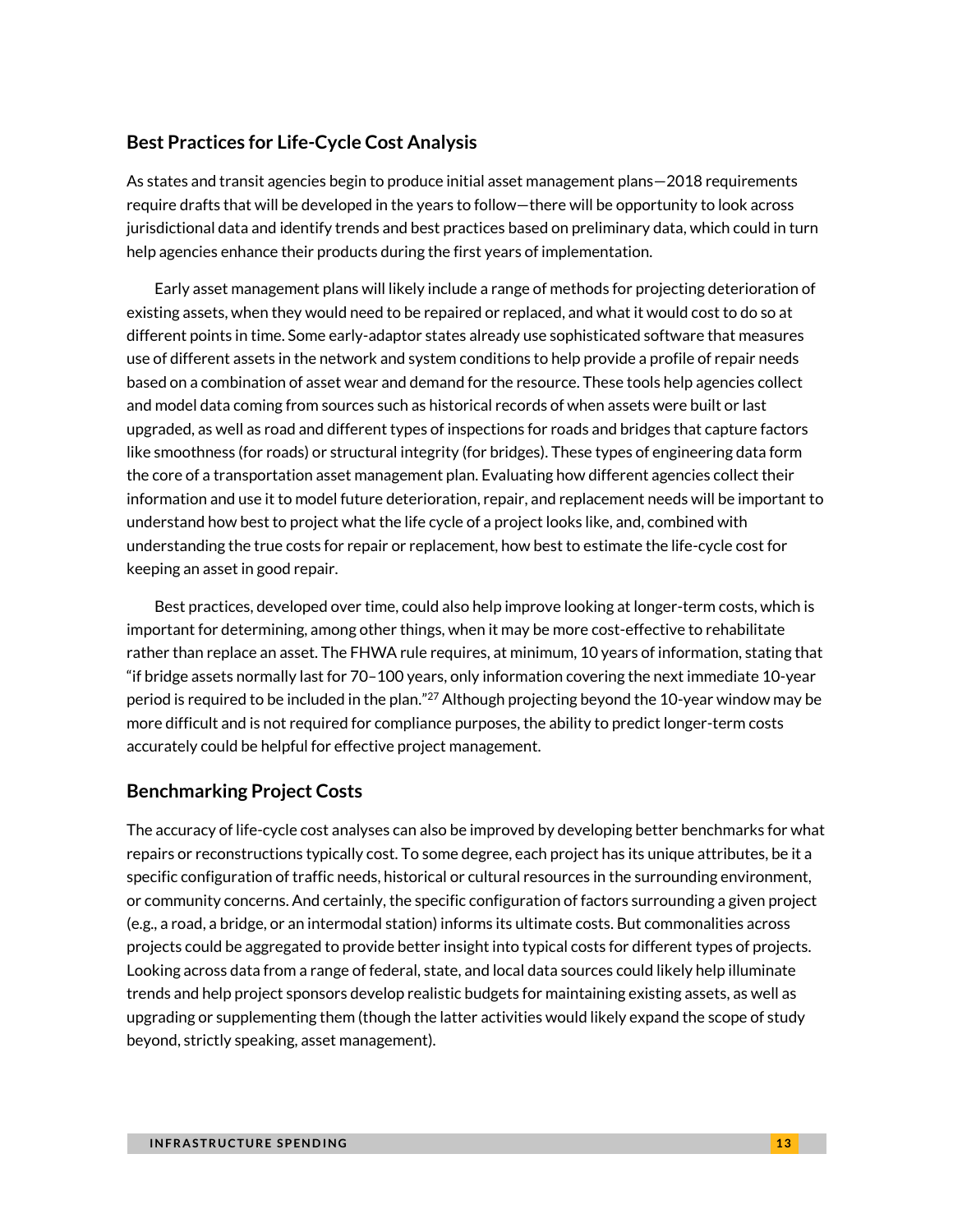## Best Practices for Life-Cycle Cost Analysis

As states and transit agencies begin to produce initial asset management plans—2018 requirements require drafts that will be developed in the years to follow—there will be opportunity to look across jurisdictional data and identify trends and best practices based on preliminary data, which could in turn help agencies enhance their products during the first years of implementation.

Early asset management plans will likely include a range of methods for projecting deterioration of existing assets, when they would need to be repaired or replaced, and what it would cost to do so at different points in time. Some early-adaptor states already use sophisticated software that measures use of different assets in the network and system conditions to help provide a profile of repair needs based on a combination of asset wear and demand for the resource. These tools help agencies collect and model data coming from sources such as historical records of when assets were built or last upgraded, as well as road and different types of inspections for roads and bridges that capture factors like smoothness (for roads) or structural integrity (for bridges). These types of engineering data form the core of a transportation asset management plan. Evaluating how different agencies collect their information and use it to model future deterioration, repair, and replacement needs will be important to understand how best to project what the life cycle of a project looks like, and, combined with understanding the true costs for repair or replacement, how best to estimate the life-cycle cost for keeping an asset in good repair.

Best practices, developed over time, could also help improve looking at longer-term costs, which is important for determining, among other things, when it may be more cost-effective to rehabilitate rather than replace an asset. The FHWA rule requires, at minimum, 10 years of information, stating that "if bridge assets normally last for 70–100 years, only information covering the next immediate 10-year period is required to be included in the plan."[27] Although projecting beyond the 10-year window may be more difficult and is not required for compliance purposes, the ability to predict longer-term costs accurately could be helpful for effective project management.

## Benchmarking Project Costs

The accuracy of life-cycle cost analyses can also be improved by developing better benchmarks for what repairs or reconstructions typically cost. To some degree, each project has its unique attributes, be it a specific configuration of traffic needs, historical or cultural resources in the surrounding environment, or community concerns. And certainly, the specific configuration of factors surrounding a given project (e.g., a road, a bridge, or an intermodal station) informs its ultimate costs. But commonalities across projects could be aggregated to provide better insight into typical costs for different types of projects. Looking across data from a range of federal, state, and local data sources could likely help illuminate trends and help project sponsors develop realistic budgets for maintaining existing assets, as well as upgrading or supplementing them (though the latter activities would likely expand the scope of study beyond, strictly speaking, asset management).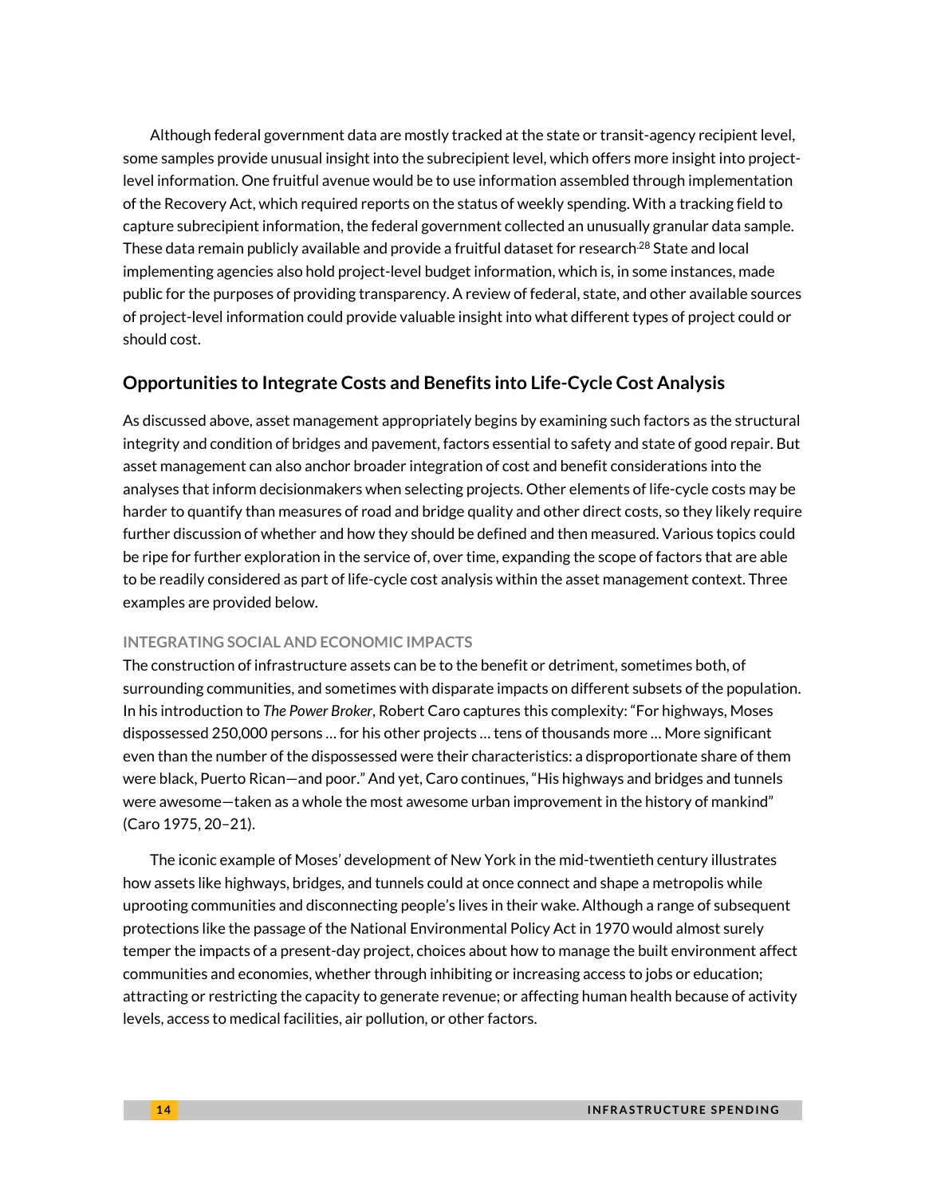Although federal government data are mostly tracked at the state or transit-agency recipient level, some samples provide unusual insight into the subrecipient level, which offers more insight into project-level information. One fruitful avenue would be to use information assembled through implementation of the Recovery Act, which required reports on the status of weekly spending. With a tracking field to capture subrecipient information, the federal government collected an unusually granular data sample. These data remain publicly available and provide a fruitful dataset for research.[28] State and local implementing agencies also hold project-level budget information, which is, in some instances, made public for the purposes of providing transparency. A review of federal, state, and other available sources of project-level information could provide valuable insight into what different types of project could or should cost.

## Opportunities to Integrate Costs and Benefits into Life-Cycle Cost Analysis

As discussed above, asset management appropriately begins by examining such factors as the structural integrity and condition of bridges and pavement, factors essential to safety and state of good repair. But asset management can also anchor broader integration of cost and benefit considerations into the analyses that inform decisionmakers when selecting projects. Other elements of life-cycle costs may be harder to quantify than measures of road and bridge quality and other direct costs, so they likely require further discussion of whether and how they should be defined and then measured. Various topics could be ripe for further exploration in the service of, over time, expanding the scope of factors that are able to be readily considered as part of life-cycle cost analysis within the asset management context. Three examples are provided below.

### INTEGRATING SOCIAL AND ECONOMIC IMPACTS

The construction of infrastructure assets can be to the benefit or detriment, sometimes both, of surrounding communities, and sometimes with disparate impacts on different subsets of the population. In his introduction to *The Power Broker*, Robert Caro captures this complexity: "For highways, Moses dispossessed 250,000 persons … for his other projects … tens of thousands more … More significant even than the number of the dispossessed were their characteristics: a disproportionate share of them were black, Puerto Rican—and poor." And yet, Caro continues, "His highways and bridges and tunnels were awesome—taken as a whole the most awesome urban improvement in the history of mankind" (Caro 1975, 20–21).

The iconic example of Moses' development of New York in the mid-twentieth century illustrates how assets like highways, bridges, and tunnels could at once connect and shape a metropolis while uprooting communities and disconnecting people's lives in their wake. Although a range of subsequent protections like the passage of the National Environmental Policy Act in 1970 would almost surely temper the impacts of a present-day project, choices about how to manage the built environment affect communities and economies, whether through inhibiting or increasing access to jobs or education; attracting or restricting the capacity to generate revenue; or affecting human health because of activity levels, access to medical facilities, air pollution, or other factors.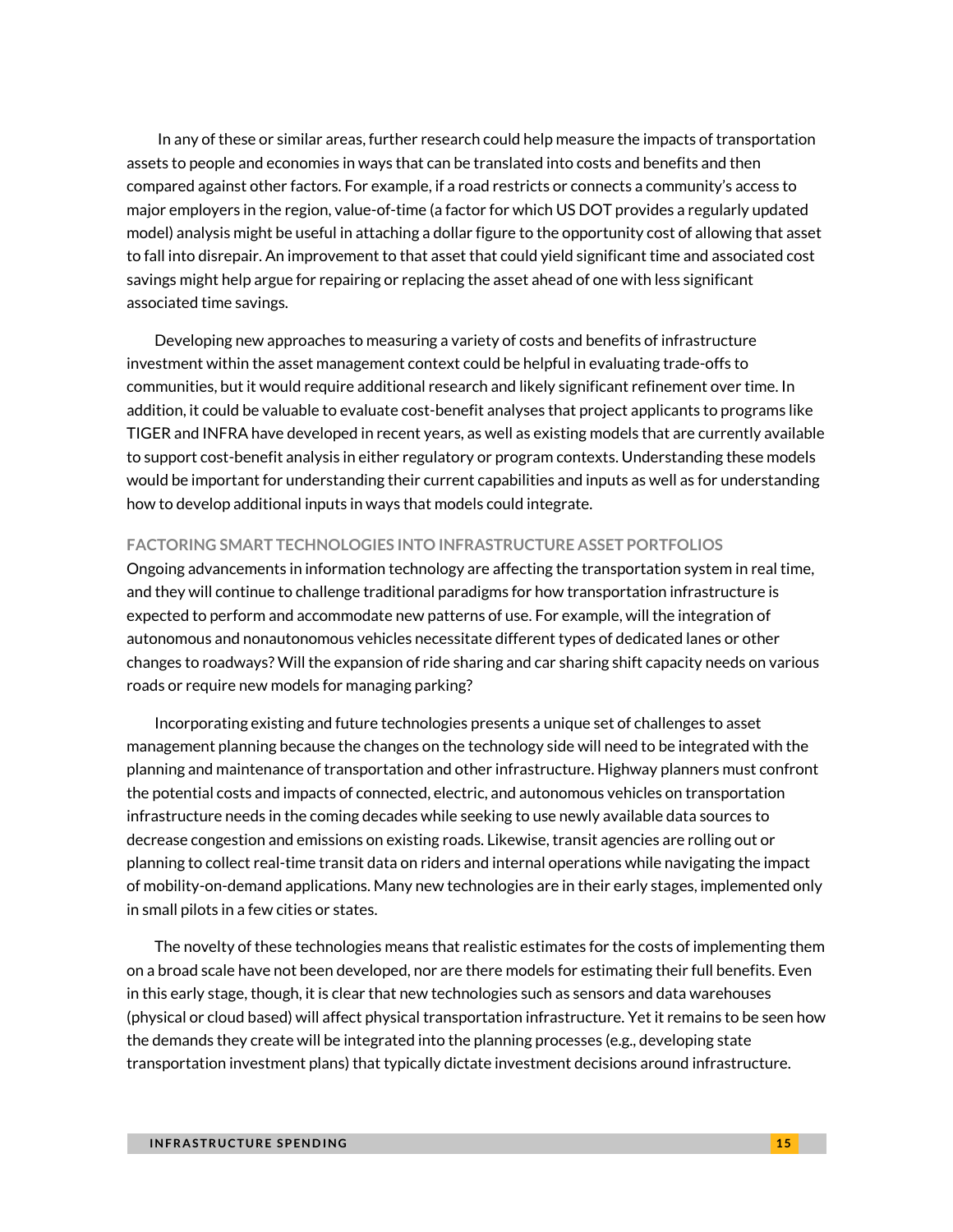In any of these or similar areas, further research could help measure the impacts of transportation assets to people and economies in ways that can be translated into costs and benefits and then compared against other factors. For example, if a road restricts or connects a community's access to major employers in the region, value-of-time (a factor for which US DOT provides a regularly updated model) analysis might be useful in attaching a dollar figure to the opportunity cost of allowing that asset to fall into disrepair. An improvement to that asset that could yield significant time and associated cost savings might help argue for repairing or replacing the asset ahead of one with less significant associated time savings.

Developing new approaches to measuring a variety of costs and benefits of infrastructure investment within the asset management context could be helpful in evaluating trade-offs to communities, but it would require additional research and likely significant refinement over time. In addition, it could be valuable to evaluate cost-benefit analyses that project applicants to programs like TIGER and INFRA have developed in recent years, as well as existing models that are currently available to support cost-benefit analysis in either regulatory or program contexts. Understanding these models would be important for understanding their current capabilities and inputs as well as for understanding how to develop additional inputs in ways that models could integrate.

### FACTORING SMART TECHNOLOGIES INTO INFRASTRUCTURE ASSET PORTFOLIOS

Ongoing advancements in information technology are affecting the transportation system in real time, and they will continue to challenge traditional paradigms for how transportation infrastructure is expected to perform and accommodate new patterns of use. For example, will the integration of autonomous and nonautonomous vehicles necessitate different types of dedicated lanes or other changes to roadways? Will the expansion of ride sharing and car sharing shift capacity needs on various roads or require new models for managing parking?

Incorporating existing and future technologies presents a unique set of challenges to asset management planning because the changes on the technology side will need to be integrated with the planning and maintenance of transportation and other infrastructure. Highway planners must confront the potential costs and impacts of connected, electric, and autonomous vehicles on transportation infrastructure needs in the coming decades while seeking to use newly available data sources to decrease congestion and emissions on existing roads. Likewise, transit agencies are rolling out or planning to collect real-time transit data on riders and internal operations while navigating the impact of mobility-on-demand applications. Many new technologies are in their early stages, implemented only in small pilots in a few cities or states.

The novelty of these technologies means that realistic estimates for the costs of implementing them on a broad scale have not been developed, nor are there models for estimating their full benefits. Even in this early stage, though, it is clear that new technologies such as sensors and data warehouses (physical or cloud based) will affect physical transportation infrastructure. Yet it remains to be seen how the demands they create will be integrated into the planning processes (e.g., developing state transportation investment plans) that typically dictate investment decisions around infrastructure.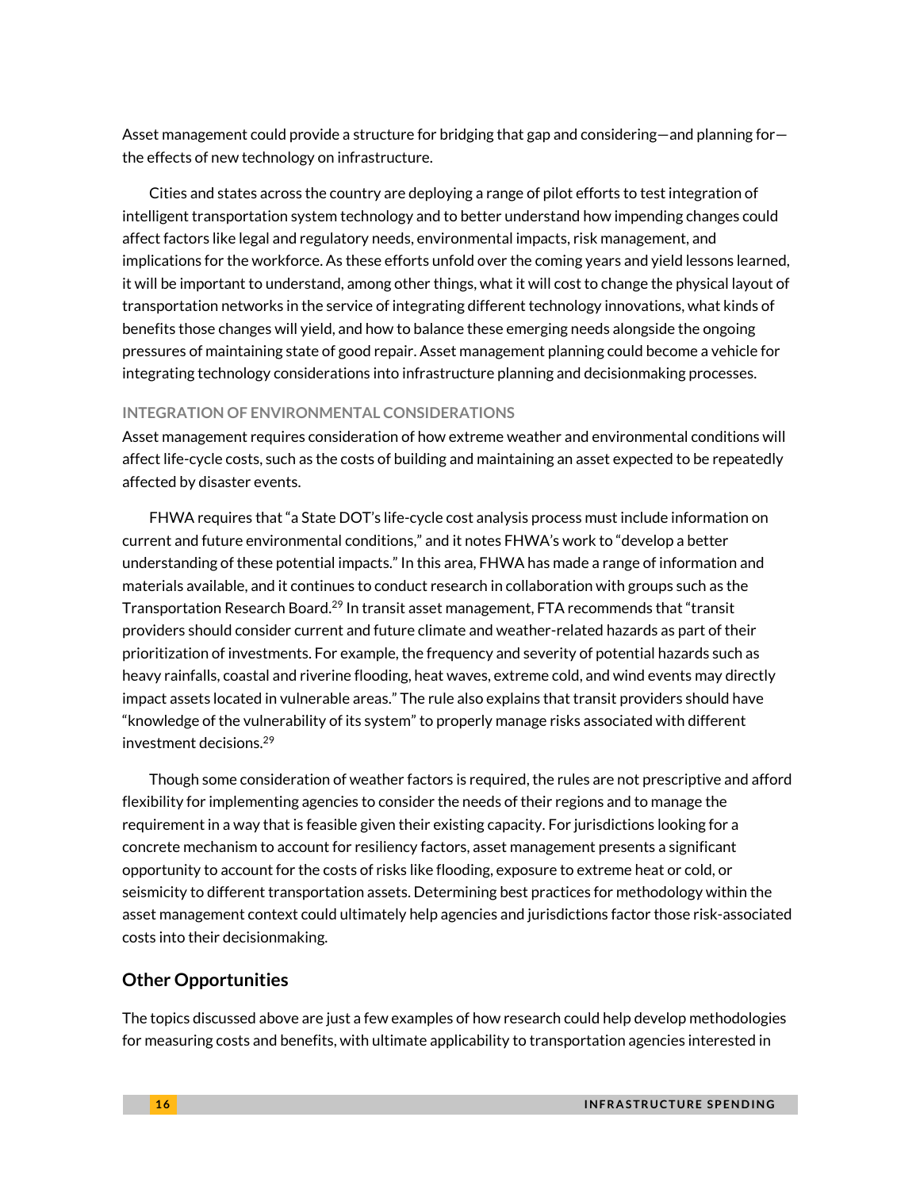Asset management could provide a structure for bridging that gap and considering—and planning for—the effects of new technology on infrastructure.

Cities and states across the country are deploying a range of pilot efforts to test integration of intelligent transportation system technology and to better understand how impending changes could affect factors like legal and regulatory needs, environmental impacts, risk management, and implications for the workforce. As these efforts unfold over the coming years and yield lessons learned, it will be important to understand, among other things, what it will cost to change the physical layout of transportation networks in the service of integrating different technology innovations, what kinds of benefits those changes will yield, and how to balance these emerging needs alongside the ongoing pressures of maintaining state of good repair. Asset management planning could become a vehicle for integrating technology considerations into infrastructure planning and decisionmaking processes.

#### INTEGRATION OF ENVIRONMENTAL CONSIDERATIONS

Asset management requires consideration of how extreme weather and environmental conditions will affect life-cycle costs, such as the costs of building and maintaining an asset expected to be repeatedly affected by disaster events.

FHWA requires that "a State DOT's life-cycle cost analysis process must include information on current and future environmental conditions," and it notes FHWA's work to "develop a better understanding of these potential impacts." In this area, FHWA has made a range of information and materials available, and it continues to conduct research in collaboration with groups such as the Transportation Research Board.[29] In transit asset management, FTA recommends that "transit providers should consider current and future climate and weather-related hazards as part of their prioritization of investments. For example, the frequency and severity of potential hazards such as heavy rainfalls, coastal and riverine flooding, heat waves, extreme cold, and wind events may directly impact assets located in vulnerable areas." The rule also explains that transit providers should have "knowledge of the vulnerability of its system" to properly manage risks associated with different investment decisions.[29]

Though some consideration of weather factors is required, the rules are not prescriptive and afford flexibility for implementing agencies to consider the needs of their regions and to manage the requirement in a way that is feasible given their existing capacity. For jurisdictions looking for a concrete mechanism to account for resiliency factors, asset management presents a significant opportunity to account for the costs of risks like flooding, exposure to extreme heat or cold, or seismicity to different transportation assets. Determining best practices for methodology within the asset management context could ultimately help agencies and jurisdictions factor those risk-associated costs into their decisionmaking.

### Other Opportunities

The topics discussed above are just a few examples of how research could help develop methodologies for measuring costs and benefits, with ultimate applicability to transportation agencies interested in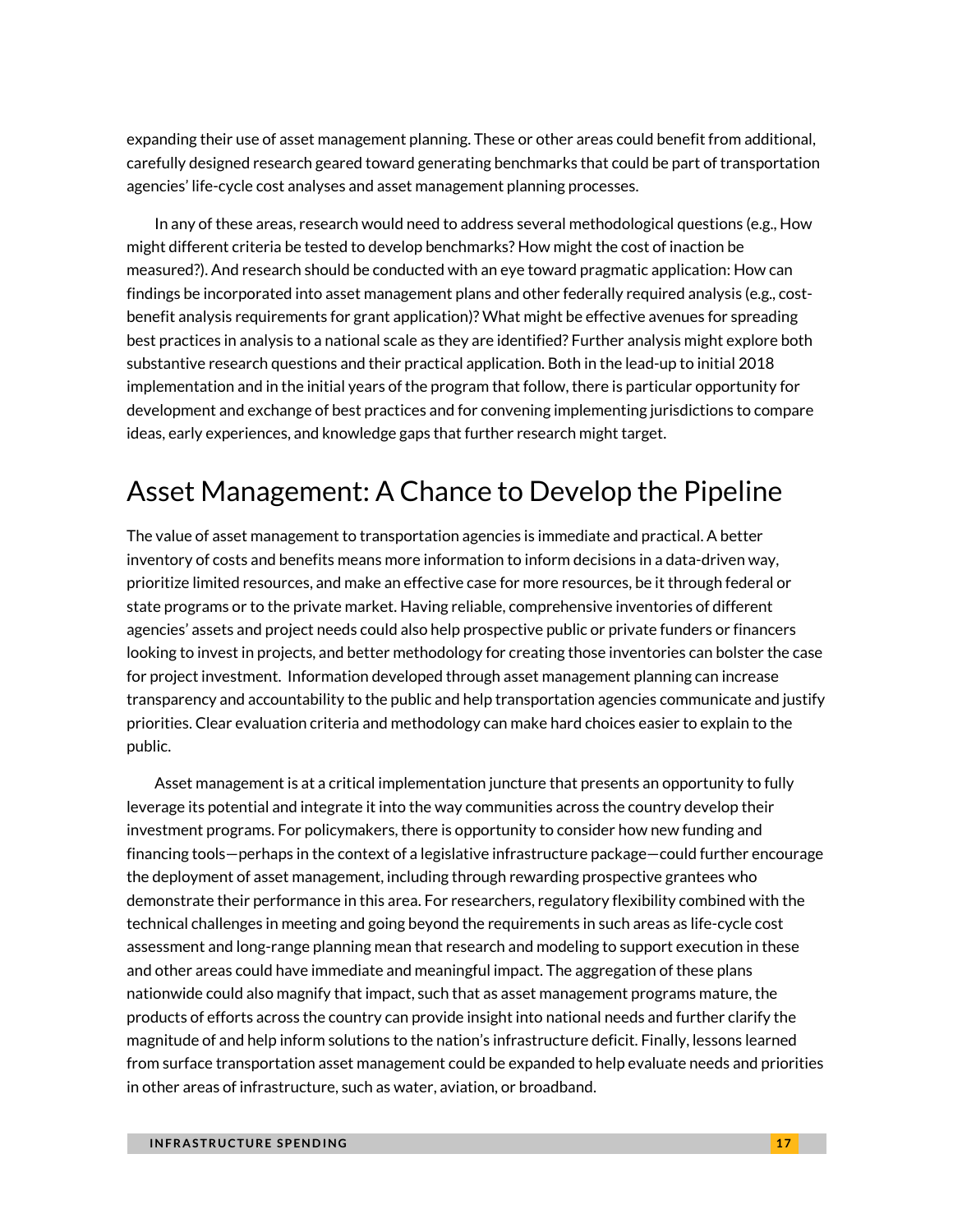expanding their use of asset management planning. These or other areas could benefit from additional, carefully designed research geared toward generating benchmarks that could be part of transportation agencies' life-cycle cost analyses and asset management planning processes.

In any of these areas, research would need to address several methodological questions (e.g., How might different criteria be tested to develop benchmarks? How might the cost of inaction be measured?). And research should be conducted with an eye toward pragmatic application: How can findings be incorporated into asset management plans and other federally required analysis (e.g., cost-benefit analysis requirements for grant application)? What might be effective avenues for spreading best practices in analysis to a national scale as they are identified? Further analysis might explore both substantive research questions and their practical application. Both in the lead-up to initial 2018 implementation and in the initial years of the program that follow, there is particular opportunity for development and exchange of best practices and for convening implementing jurisdictions to compare ideas, early experiences, and knowledge gaps that further research might target.

## Asset Management: A Chance to Develop the Pipeline

The value of asset management to transportation agencies is immediate and practical. A better inventory of costs and benefits means more information to inform decisions in a data-driven way, prioritize limited resources, and make an effective case for more resources, be it through federal or state programs or to the private market. Having reliable, comprehensive inventories of different agencies' assets and project needs could also help prospective public or private funders or financers looking to invest in projects, and better methodology for creating those inventories can bolster the case for project investment. Information developed through asset management planning can increase transparency and accountability to the public and help transportation agencies communicate and justify priorities. Clear evaluation criteria and methodology can make hard choices easier to explain to the public.

Asset management is at a critical implementation juncture that presents an opportunity to fully leverage its potential and integrate it into the way communities across the country develop their investment programs. For policymakers, there is opportunity to consider how new funding and financing tools—perhaps in the context of a legislative infrastructure package—could further encourage the deployment of asset management, including through rewarding prospective grantees who demonstrate their performance in this area. For researchers, regulatory flexibility combined with the technical challenges in meeting and going beyond the requirements in such areas as life-cycle cost assessment and long-range planning mean that research and modeling to support execution in these and other areas could have immediate and meaningful impact. The aggregation of these plans nationwide could also magnify that impact, such that as asset management programs mature, the products of efforts across the country can provide insight into national needs and further clarify the magnitude of and help inform solutions to the nation's infrastructure deficit. Finally, lessons learned from surface transportation asset management could be expanded to help evaluate needs and priorities in other areas of infrastructure, such as water, aviation, or broadband.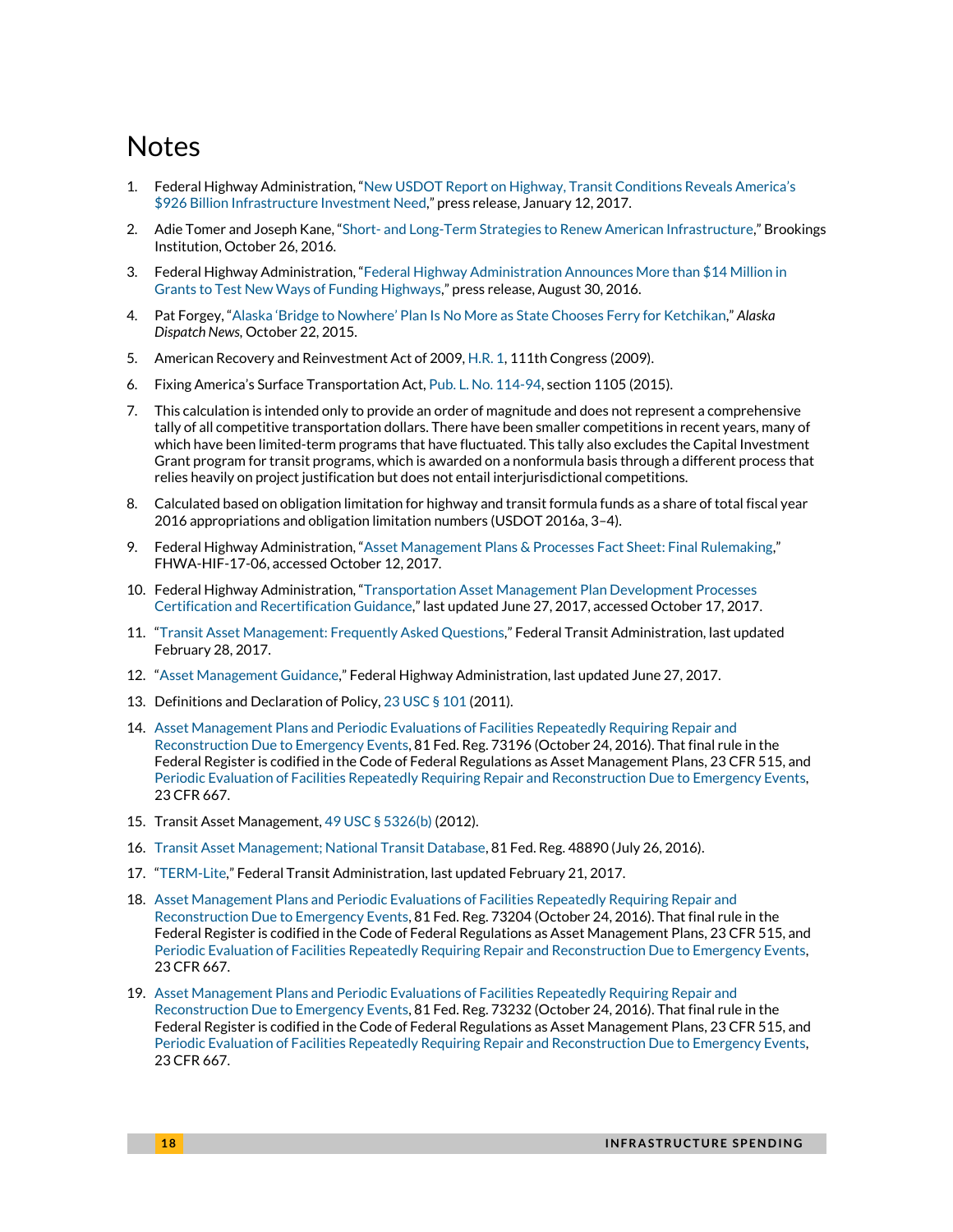# Notes

1. Federal Highway Administration, "New USDOT Report on Highway, Transit Conditions Reveals America's $926 Billion Infrastructure Investment Need," press release, January 12, 2017.
2. Adie Tomer and Joseph Kane, "Short- and Long-Term Strategies to Renew American Infrastructure," Brookings Institution, October 26, 2016.
3. Federal Highway Administration, "Federal Highway Administration Announces More than $14 Million in Grants to Test New Ways of Funding Highways," press release, August 30, 2016.
4. Pat Forgey, "Alaska 'Bridge to Nowhere' Plan Is No More as State Chooses Ferry for Ketchikan," *Alaska Dispatch News*, October 22, 2015.
5. American Recovery and Reinvestment Act of 2009, H.R. 1, 111th Congress (2009).
6. Fixing America's Surface Transportation Act, Pub. L. No. 114-94, section 1105 (2015).
7. This calculation is intended only to provide an order of magnitude and does not represent a comprehensive tally of all competitive transportation dollars. There have been smaller competitions in recent years, many of which have been limited-term programs that have fluctuated. This tally also excludes the Capital Investment Grant program for transit programs, which is awarded on a nonformula basis through a different process that relies heavily on project justification but does not entail interjurisdictional competitions.
8. Calculated based on obligation limitation for highway and transit formula funds as a share of total fiscal year 2016 appropriations and obligation limitation numbers (USDOT 2016a, 3–4).
9. Federal Highway Administration, "Asset Management Plans & Processes Fact Sheet: Final Rulemaking," FHWA-HIF-17-06, accessed October 12, 2017.
10. Federal Highway Administration, "Transportation Asset Management Plan Development Processes Certification and Recertification Guidance," last updated June 27, 2017, accessed October 17, 2017.
11. "Transit Asset Management: Frequently Asked Questions," Federal Transit Administration, last updated February 28, 2017.
12. "Asset Management Guidance," Federal Highway Administration, last updated June 27, 2017.
13. Definitions and Declaration of Policy, 23 USC § 101 (2011).
14. Asset Management Plans and Periodic Evaluations of Facilities Repeatedly Requiring Repair and Reconstruction Due to Emergency Events, 81 Fed. Reg. 73196 (October 24, 2016). That final rule in the Federal Register is codified in the Code of Federal Regulations as Asset Management Plans, 23 CFR 515, and Periodic Evaluation of Facilities Repeatedly Requiring Repair and Reconstruction Due to Emergency Events, 23 CFR 667.
15. Transit Asset Management, 49 USC § 5326(b) (2012).
16. Transit Asset Management; National Transit Database, 81 Fed. Reg. 48890 (July 26, 2016).
17. "TERM-Lite," Federal Transit Administration, last updated February 21, 2017.
18. Asset Management Plans and Periodic Evaluations of Facilities Repeatedly Requiring Repair and Reconstruction Due to Emergency Events, 81 Fed. Reg. 73204 (October 24, 2016). That final rule in the Federal Register is codified in the Code of Federal Regulations as Asset Management Plans, 23 CFR 515, and Periodic Evaluation of Facilities Repeatedly Requiring Repair and Reconstruction Due to Emergency Events, 23 CFR 667.
19. Asset Management Plans and Periodic Evaluations of Facilities Repeatedly Requiring Repair and Reconstruction Due to Emergency Events, 81 Fed. Reg. 73232 (October 24, 2016). That final rule in the Federal Register is codified in the Code of Federal Regulations as Asset Management Plans, 23 CFR 515, and Periodic Evaluation of Facilities Repeatedly Requiring Repair and Reconstruction Due to Emergency Events, 23 CFR 667.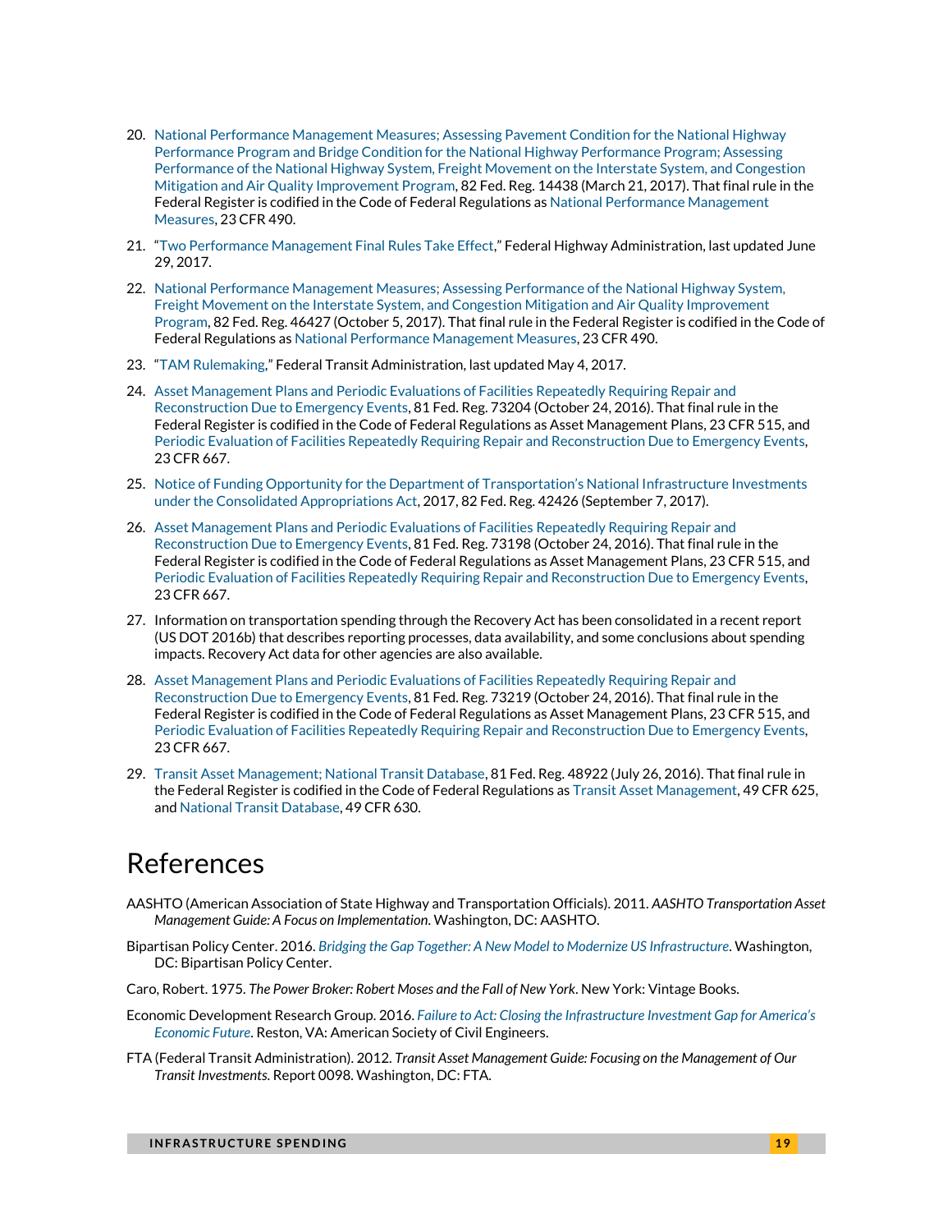20. National Performance Management Measures; Assessing Pavement Condition for the National Highway Performance Program and Bridge Condition for the National Highway Performance Program; Assessing Performance of the National Highway System, Freight Movement on the Interstate System, and Congestion Mitigation and Air Quality Improvement Program, 82 Fed. Reg. 14438 (March 21, 2017). That final rule in the Federal Register is codified in the Code of Federal Regulations as National Performance Management Measures, 23 CFR 490.

21. "Two Performance Management Final Rules Take Effect," Federal Highway Administration, last updated June 29, 2017.

22. National Performance Management Measures; Assessing Performance of the National Highway System, Freight Movement on the Interstate System, and Congestion Mitigation and Air Quality Improvement Program, 82 Fed. Reg. 46427 (October 5, 2017). That final rule in the Federal Register is codified in the Code of Federal Regulations as National Performance Management Measures, 23 CFR 490.

23. "TAM Rulemaking," Federal Transit Administration, last updated May 4, 2017.

24. Asset Management Plans and Periodic Evaluations of Facilities Repeatedly Requiring Repair and Reconstruction Due to Emergency Events, 81 Fed. Reg. 73204 (October 24, 2016). That final rule in the Federal Register is codified in the Code of Federal Regulations as Asset Management Plans, 23 CFR 515, and Periodic Evaluation of Facilities Repeatedly Requiring Repair and Reconstruction Due to Emergency Events, 23 CFR 667.

25. Notice of Funding Opportunity for the Department of Transportation's National Infrastructure Investments under the Consolidated Appropriations Act, 2017, 82 Fed. Reg. 42426 (September 7, 2017).

26. Asset Management Plans and Periodic Evaluations of Facilities Repeatedly Requiring Repair and Reconstruction Due to Emergency Events, 81 Fed. Reg. 73198 (October 24, 2016). That final rule in the Federal Register is codified in the Code of Federal Regulations as Asset Management Plans, 23 CFR 515, and Periodic Evaluation of Facilities Repeatedly Requiring Repair and Reconstruction Due to Emergency Events, 23 CFR 667.

27. Information on transportation spending through the Recovery Act has been consolidated in a recent report (US DOT 2016b) that describes reporting processes, data availability, and some conclusions about spending impacts. Recovery Act data for other agencies are also available.

28. Asset Management Plans and Periodic Evaluations of Facilities Repeatedly Requiring Repair and Reconstruction Due to Emergency Events, 81 Fed. Reg. 73219 (October 24, 2016). That final rule in the Federal Register is codified in the Code of Federal Regulations as Asset Management Plans, 23 CFR 515, and Periodic Evaluation of Facilities Repeatedly Requiring Repair and Reconstruction Due to Emergency Events, 23 CFR 667.

29. Transit Asset Management; National Transit Database, 81 Fed. Reg. 48922 (July 26, 2016). That final rule in the Federal Register is codified in the Code of Federal Regulations as Transit Asset Management, 49 CFR 625, and National Transit Database, 49 CFR 630.

# References

AASHTO (American Association of State Highway and Transportation Officials). 2011. *AASHTO Transportation Asset Management Guide: A Focus on Implementation*. Washington, DC: AASHTO.

Bipartisan Policy Center. 2016. *Bridging the Gap Together: A New Model to Modernize US Infrastructure*. Washington, DC: Bipartisan Policy Center.

Caro, Robert. 1975. *The Power Broker: Robert Moses and the Fall of New York*. New York: Vintage Books.

Economic Development Research Group. 2016. *Failure to Act: Closing the Infrastructure Investment Gap for America's Economic Future*. Reston, VA: American Society of Civil Engineers.

FTA (Federal Transit Administration). 2012. *Transit Asset Management Guide: Focusing on the Management of Our Transit Investments.* Report 0098. Washington, DC: FTA.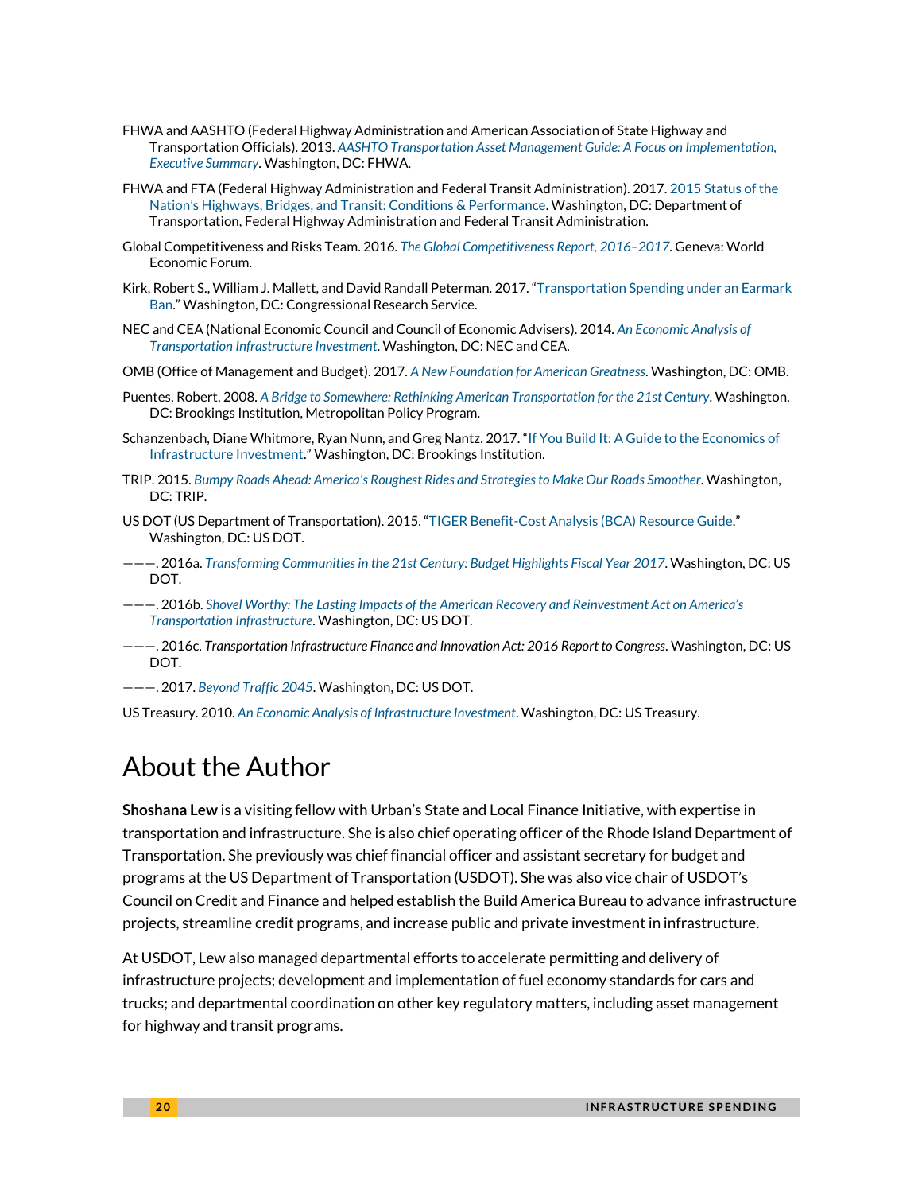FHWA and AASHTO (Federal Highway Administration and American Association of State Highway and Transportation Officials). 2013. *AASHTO Transportation Asset Management Guide: A Focus on Implementation, Executive Summary*. Washington, DC: FHWA.

FHWA and FTA (Federal Highway Administration and Federal Transit Administration). 2017. 2015 Status of the Nation's Highways, Bridges, and Transit: Conditions & Performance. Washington, DC: Department of Transportation, Federal Highway Administration and Federal Transit Administration.

Global Competitiveness and Risks Team. 2016. *The Global Competitiveness Report, 2016–2017*. Geneva: World Economic Forum.

Kirk, Robert S., William J. Mallett, and David Randall Peterman. 2017. "Transportation Spending under an Earmark Ban." Washington, DC: Congressional Research Service.

NEC and CEA (National Economic Council and Council of Economic Advisers). 2014. *An Economic Analysis of Transportation Infrastructure Investment*. Washington, DC: NEC and CEA.

OMB (Office of Management and Budget). 2017. *A New Foundation for American Greatness*. Washington, DC: OMB.

Puentes, Robert. 2008. *A Bridge to Somewhere: Rethinking American Transportation for the 21st Century*. Washington, DC: Brookings Institution, Metropolitan Policy Program.

Schanzenbach, Diane Whitmore, Ryan Nunn, and Greg Nantz. 2017. "If You Build It: A Guide to the Economics of Infrastructure Investment." Washington, DC: Brookings Institution.

TRIP. 2015. *Bumpy Roads Ahead: America's Roughest Rides and Strategies to Make Our Roads Smoother*. Washington, DC: TRIP.

US DOT (US Department of Transportation). 2015. "TIGER Benefit-Cost Analysis (BCA) Resource Guide." Washington, DC: US DOT.

———. 2016a. *Transforming Communities in the 21st Century: Budget Highlights Fiscal Year 2017*. Washington, DC: US DOT.

———. 2016b. *Shovel Worthy: The Lasting Impacts of the American Recovery and Reinvestment Act on America's Transportation Infrastructure*. Washington, DC: US DOT.

———. 2016c. *Transportation Infrastructure Finance and Innovation Act: 2016 Report to Congress*. Washington, DC: US DOT.

———. 2017. *Beyond Traffic 2045*. Washington, DC: US DOT.

US Treasury. 2010. *An Economic Analysis of Infrastructure Investment*. Washington, DC: US Treasury.

# About the Author

**Shoshana Lew** is a visiting fellow with Urban's State and Local Finance Initiative, with expertise in transportation and infrastructure. She is also chief operating officer of the Rhode Island Department of Transportation. She previously was chief financial officer and assistant secretary for budget and programs at the US Department of Transportation (USDOT). She was also vice chair of USDOT's Council on Credit and Finance and helped establish the Build America Bureau to advance infrastructure projects, streamline credit programs, and increase public and private investment in infrastructure.

At USDOT, Lew also managed departmental efforts to accelerate permitting and delivery of infrastructure projects; development and implementation of fuel economy standards for cars and trucks; and departmental coordination on other key regulatory matters, including asset management for highway and transit programs.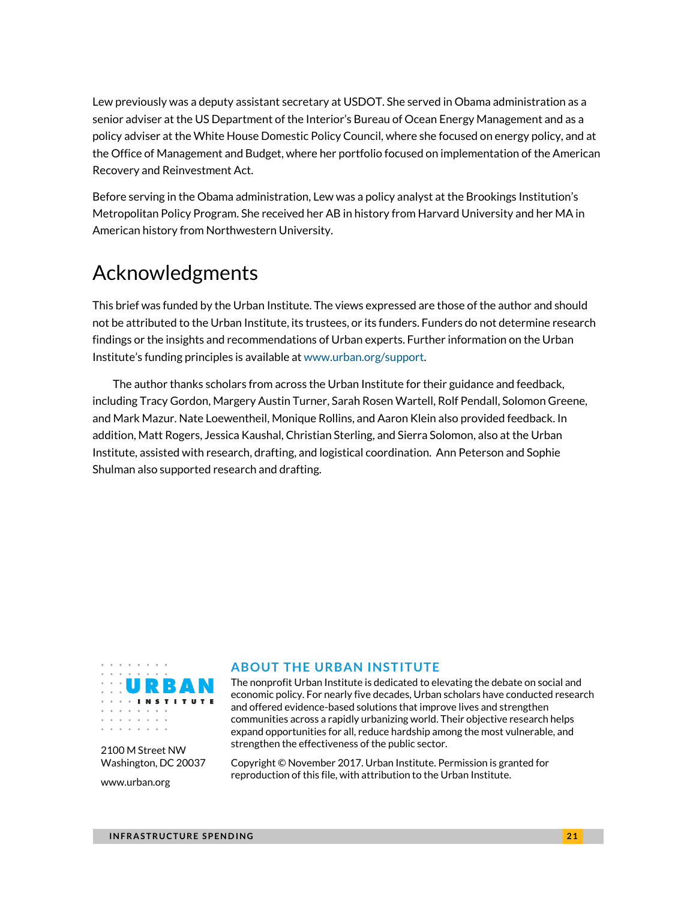Lew previously was a deputy assistant secretary at USDOT. She served in Obama administration as a senior adviser at the US Department of the Interior's Bureau of Ocean Energy Management and as a policy adviser at the White House Domestic Policy Council, where she focused on energy policy, and at the Office of Management and Budget, where her portfolio focused on implementation of the American Recovery and Reinvestment Act.

Before serving in the Obama administration, Lew was a policy analyst at the Brookings Institution's Metropolitan Policy Program. She received her AB in history from Harvard University and her MA in American history from Northwestern University.

# Acknowledgments

This brief was funded by the Urban Institute. The views expressed are those of the author and should not be attributed to the Urban Institute, its trustees, or its funders. Funders do not determine research findings or the insights and recommendations of Urban experts. Further information on the Urban Institute's funding principles is available at www.urban.org/support.

The author thanks scholars from across the Urban Institute for their guidance and feedback, including Tracy Gordon, Margery Austin Turner, Sarah Rosen Wartell, Rolf Pendall, Solomon Greene, and Mark Mazur. Nate Loewentheil, Monique Rollins, and Aaron Klein also provided feedback. In addition, Matt Rogers, Jessica Kaushal, Christian Sterling, and Sierra Solomon, also at the Urban Institute, assisted with research, drafting, and logistical coordination. Ann Peterson and Sophie Shulman also supported research and drafting.

URBAN INSTITUTE

2100 M Street NW
Washington, DC 20037

www.urban.org

## ABOUT THE URBAN INSTITUTE

The nonprofit Urban Institute is dedicated to elevating the debate on social and economic policy. For nearly five decades, Urban scholars have conducted research and offered evidence-based solutions that improve lives and strengthen communities across a rapidly urbanizing world. Their objective research helps expand opportunities for all, reduce hardship among the most vulnerable, and strengthen the effectiveness of the public sector.

Copyright © November 2017. Urban Institute. Permission is granted for reproduction of this file, with attribution to the Urban Institute.